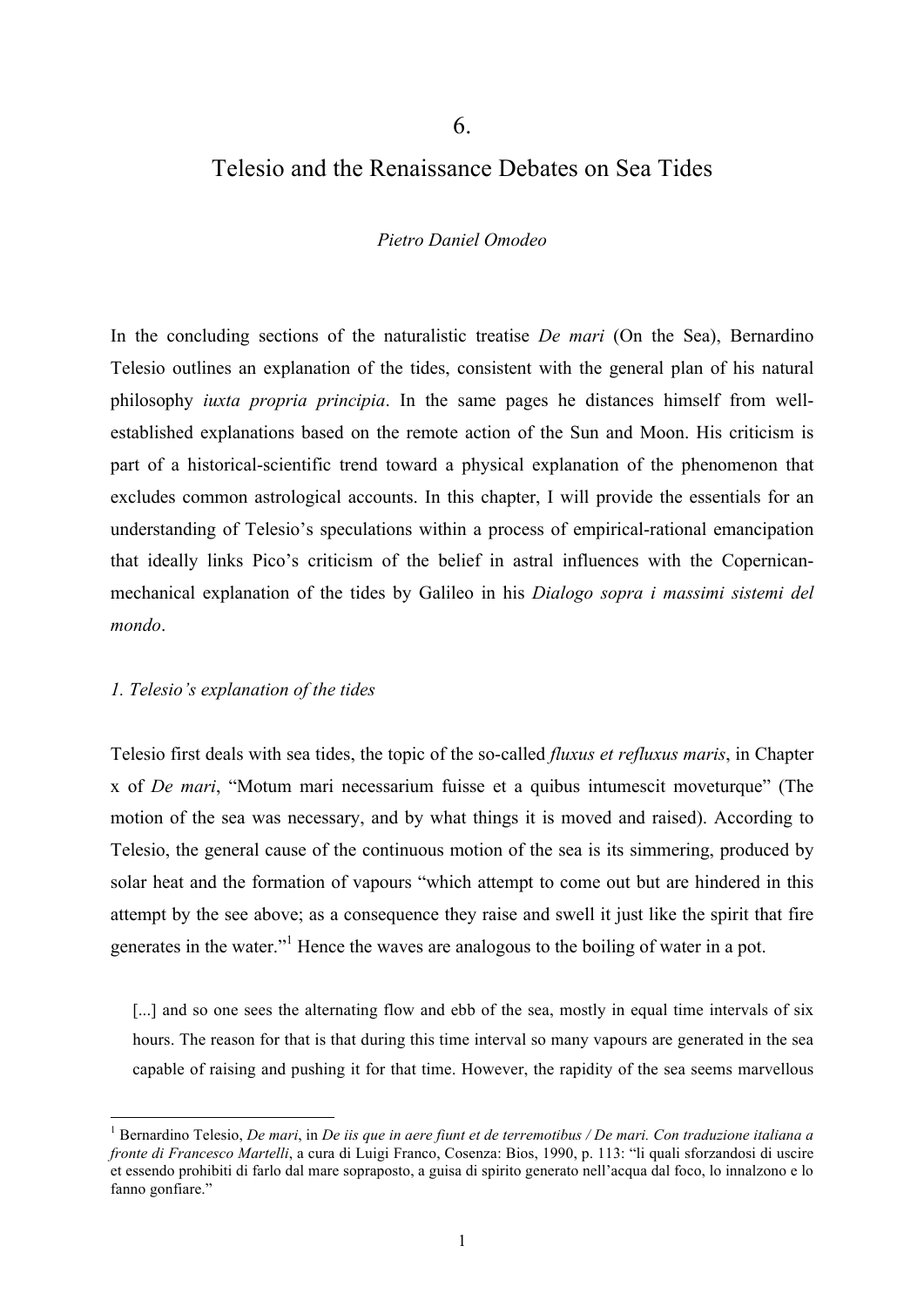# 6.

# Telesio and the Renaissance Debates on Sea Tides

*Pietro Daniel Omodeo*

In the concluding sections of the naturalistic treatise *De mari* (On the Sea), Bernardino Telesio outlines an explanation of the tides, consistent with the general plan of his natural philosophy *iuxta propria principia*. In the same pages he distances himself from well-established explanations based on the remote action of the Sun and Moon. His criticism is part of a historical-scientific trend toward a physical explanation of the phenomenon that excludes common astrological accounts. In this chapter, I will provide the essentials for an understanding of Telesio's speculations within a process of empirical-rational emancipation that ideally links Pico's criticism of the belief in astral influences with the Copernican-mechanical explanation of the tides by Galileo in his *Dialogo sopra i massimi sistemi del mondo*.

## *1. Telesio's explanation of the tides*

Telesio first deals with sea tides, the topic of the so-called *fluxus et refluxus maris*, in Chapter x of *De mari*, "Motum mari necessarium fuisse et a quibus intumescit moveturque" (The motion of the sea was necessary, and by what things it is moved and raised). According to Telesio, the general cause of the continuous motion of the sea is its simmering, produced by solar heat and the formation of vapours "which attempt to come out but are hindered in this attempt by the see above; as a consequence they raise and swell it just like the spirit that fire generates in the water."[1] Hence the waves are analogous to the boiling of water in a pot.

> [...] and so one sees the alternating flow and ebb of the sea, mostly in equal time intervals of six hours. The reason for that is that during this time interval so many vapours are generated in the sea capable of raising and pushing it for that time. However, the rapidity of the sea seems marvellous

[1] Bernardino Telesio, *De mari*, in *De iis que in aere fiunt et de terremotibus / De mari. Con traduzione italiana a fronte di Francesco Martelli*, a cura di Luigi Franco, Cosenza: Bios, 1990, p. 113: "li quali sforzandosi di uscire et essendo prohibiti di farlo dal mare sopraposto, a guisa di spirito generato nell'acqua dal foco, lo innalzono e lo fanno gonfiare."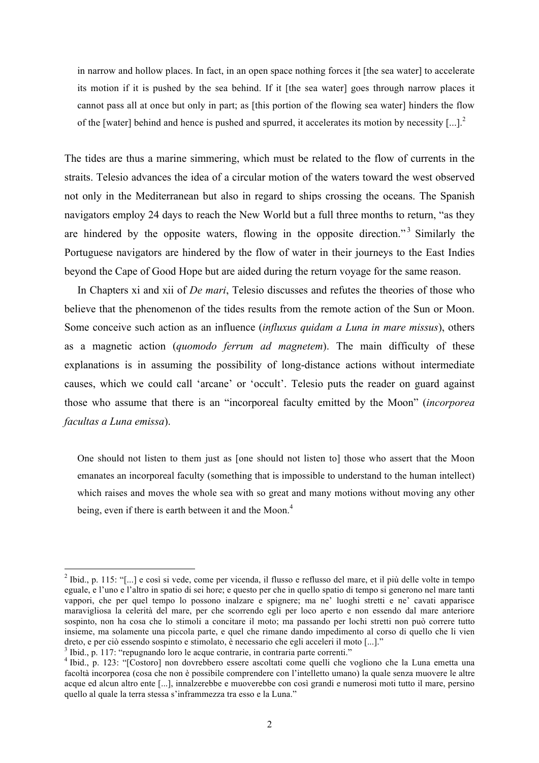> in narrow and hollow places. In fact, in an open space nothing forces it [the sea water] to accelerate its motion if it is pushed by the sea behind. If it [the sea water] goes through narrow places it cannot pass all at once but only in part; as [this portion of the flowing sea water] hinders the flow of the [water] behind and hence is pushed and spurred, it accelerates its motion by necessity [...].[2]

The tides are thus a marine simmering, which must be related to the flow of currents in the straits. Telesio advances the idea of a circular motion of the waters toward the west observed not only in the Mediterranean but also in regard to ships crossing the oceans. The Spanish navigators employ 24 days to reach the New World but a full three months to return, "as they are hindered by the opposite waters, flowing in the opposite direction."[3] Similarly the Portuguese navigators are hindered by the flow of water in their journeys to the East Indies beyond the Cape of Good Hope but are aided during the return voyage for the same reason.

In Chapters xi and xii of *De mari*, Telesio discusses and refutes the theories of those who believe that the phenomenon of the tides results from the remote action of the Sun or Moon. Some conceive such action as an influence (*influxus quidam a Luna in mare missus*), others as a magnetic action (*quomodo ferrum ad magnetem*). The main difficulty of these explanations is in assuming the possibility of long-distance actions without intermediate causes, which we could call 'arcane' or 'occult'. Telesio puts the reader on guard against those who assume that there is an "incorporeal faculty emitted by the Moon" (*incorporea facultas a Luna emissa*).

> One should not listen to them just as [one should not listen to] those who assert that the Moon emanates an incorporeal faculty (something that is impossible to understand to the human intellect) which raises and moves the whole sea with so great and many motions without moving any other being, even if there is earth between it and the Moon.[4]

---

[2] Ibid., p. 115: "[...] e così si vede, come per vicenda, il flusso e reflusso del mare, et il più delle volte in tempo eguale, e l'uno e l'altro in spatio di sei hore; e questo per che in quello spatio di tempo si generono nel mare tanti vappori, che per quel tempo lo possono inalzare e spignere; ma ne' luoghi stretti e ne' cavati apparisce maravigliosa la celerità del mare, per che scorrendo egli per loco aperto e non essendo dal mare anteriore sospinto, non ha cosa che lo stimoli a concitare il moto; ma passando per lochi stretti non può correre tutto insieme, ma solamente una piccola parte, e quel che rimane dando impedimento al corso di quello che li vien dreto, e per ciò essendo sospinto e stimolato, è necessario che egli acceleri il moto [...]."

[3] Ibid., p. 117: "repugnando loro le acque contrarie, in contraria parte correnti."

[4] Ibid., p. 123: "[Costoro] non dovrebbero essere ascoltati come quelli che vogliono che la Luna emetta una facoltà incorporea (cosa che non è possibile comprendere con l'intelletto umano) la quale senza muovere le altre acque ed alcun altro ente [...], innalzerebbe e muoverebbe con così grandi e numerosi moti tutto il mare, persino quello al quale la terra stessa s'inframmezza tra esso e la Luna."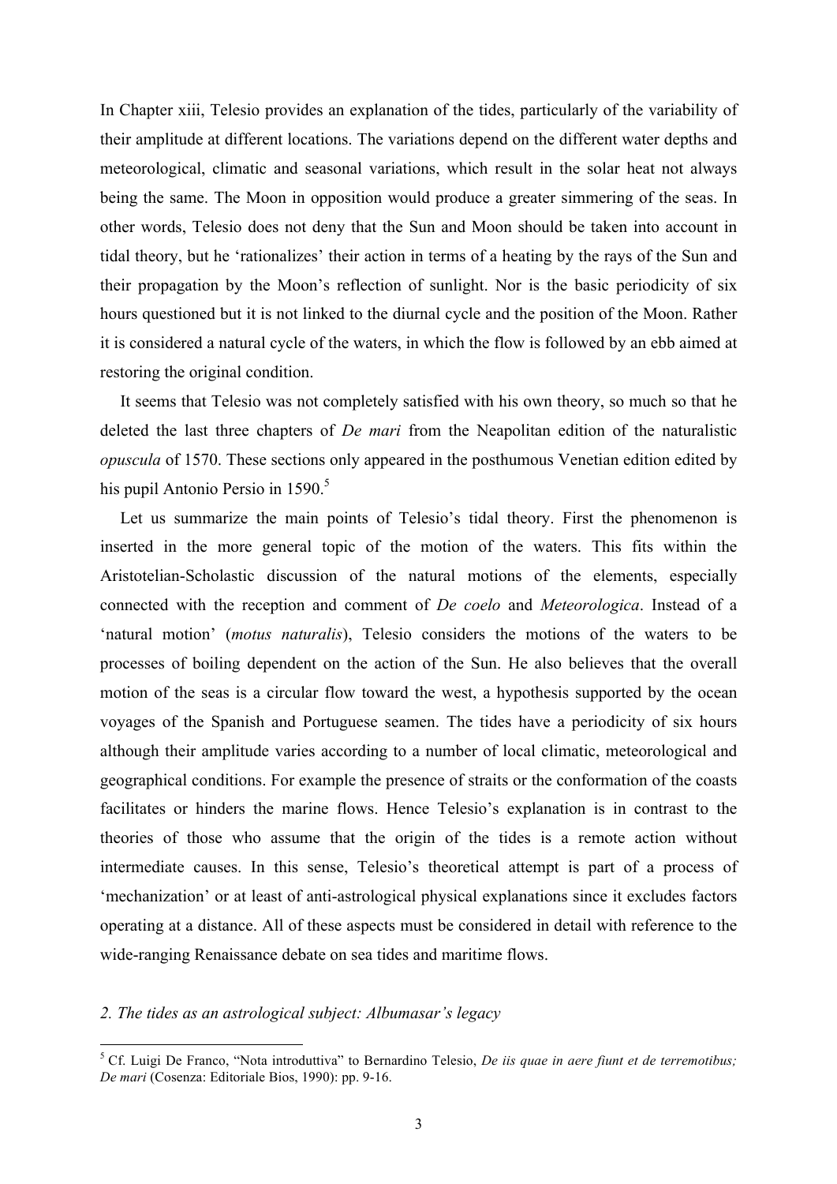In Chapter xiii, Telesio provides an explanation of the tides, particularly of the variability of their amplitude at different locations. The variations depend on the different water depths and meteorological, climatic and seasonal variations, which result in the solar heat not always being the same. The Moon in opposition would produce a greater simmering of the seas. In other words, Telesio does not deny that the Sun and Moon should be taken into account in tidal theory, but he 'rationalizes' their action in terms of a heating by the rays of the Sun and their propagation by the Moon's reflection of sunlight. Nor is the basic periodicity of six hours questioned but it is not linked to the diurnal cycle and the position of the Moon. Rather it is considered a natural cycle of the waters, in which the flow is followed by an ebb aimed at restoring the original condition.

It seems that Telesio was not completely satisfied with his own theory, so much so that he deleted the last three chapters of *De mari* from the Neapolitan edition of the naturalistic *opuscula* of 1570. These sections only appeared in the posthumous Venetian edition edited by his pupil Antonio Persio in 1590.[5]

Let us summarize the main points of Telesio's tidal theory. First the phenomenon is inserted in the more general topic of the motion of the waters. This fits within the Aristotelian-Scholastic discussion of the natural motions of the elements, especially connected with the reception and comment of *De coelo* and *Meteorologica*. Instead of a 'natural motion' (*motus naturalis*), Telesio considers the motions of the waters to be processes of boiling dependent on the action of the Sun. He also believes that the overall motion of the seas is a circular flow toward the west, a hypothesis supported by the ocean voyages of the Spanish and Portuguese seamen. The tides have a periodicity of six hours although their amplitude varies according to a number of local climatic, meteorological and geographical conditions. For example the presence of straits or the conformation of the coasts facilitates or hinders the marine flows. Hence Telesio's explanation is in contrast to the theories of those who assume that the origin of the tides is a remote action without intermediate causes. In this sense, Telesio's theoretical attempt is part of a process of 'mechanization' or at least of anti-astrological physical explanations since it excludes factors operating at a distance. All of these aspects must be considered in detail with reference to the wide-ranging Renaissance debate on sea tides and maritime flows.

## *2. The tides as an astrological subject: Albumasar's legacy*

[5] Cf. Luigi De Franco, "Nota introduttiva" to Bernardino Telesio, *De iis quae in aere fiunt et de terremotibus; De mari* (Cosenza: Editoriale Bios, 1990): pp. 9-16.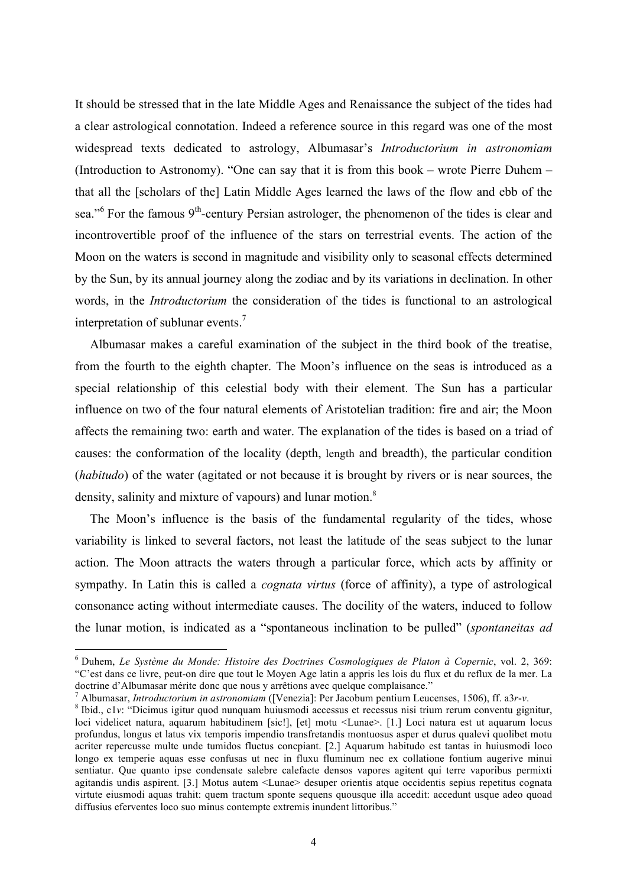It should be stressed that in the late Middle Ages and Renaissance the subject of the tides had a clear astrological connotation. Indeed a reference source in this regard was one of the most widespread texts dedicated to astrology, Albumasar's *Introductorium in astronomiam* (Introduction to Astronomy). "One can say that it is from this book – wrote Pierre Duhem – that all the [scholars of the] Latin Middle Ages learned the laws of the flow and ebb of the sea."[6] For the famous 9th-century Persian astrologer, the phenomenon of the tides is clear and incontrovertible proof of the influence of the stars on terrestrial events. The action of the Moon on the waters is second in magnitude and visibility only to seasonal effects determined by the Sun, by its annual journey along the zodiac and by its variations in declination. In other words, in the *Introductorium* the consideration of the tides is functional to an astrological interpretation of sublunar events.[7]

Albumasar makes a careful examination of the subject in the third book of the treatise, from the fourth to the eighth chapter. The Moon's influence on the seas is introduced as a special relationship of this celestial body with their element. The Sun has a particular influence on two of the four natural elements of Aristotelian tradition: fire and air; the Moon affects the remaining two: earth and water. The explanation of the tides is based on a triad of causes: the conformation of the locality (depth, length and breadth), the particular condition (*habitudo*) of the water (agitated or not because it is brought by rivers or is near sources, the density, salinity and mixture of vapours) and lunar motion.[8]

The Moon's influence is the basis of the fundamental regularity of the tides, whose variability is linked to several factors, not least the latitude of the seas subject to the lunar action. The Moon attracts the waters through a particular force, which acts by affinity or sympathy. In Latin this is called a *cognata virtus* (force of affinity), a type of astrological consonance acting without intermediate causes. The docility of the waters, induced to follow the lunar motion, is indicated as a "spontaneous inclination to be pulled" (*spontaneitas ad*

---

[6] Duhem, *Le Système du Monde: Histoire des Doctrines Cosmologiques de Platon à Copernic*, vol. 2, 369: "C'est dans ce livre, peut-on dire que tout le Moyen Age latin a appris les lois du flux et du reflux de la mer. La doctrine d'Albumasar mérite donc que nous y arrêtions avec quelque complaisance."

[7] Albumasar, *Introductorium in astronomiam* ([Venezia]: Per Jacobum pentium Leucenses, 1506), ff. a3*r*-*v*.

[8] Ibid., c1*v*: "Dicimus igitur quod nunquam huiusmodi accessus et recessus nisi trium rerum conventu gignitur, loci videlicet natura, aquarum habitudinem [sic!], [et] motu <Lunae>. [1.] Loci natura est ut aquarum locus profundus, longus et latus vix temporis impendio transfretandis montuosus asper et durus qualevi quolibet motu acriter repercusse multe unde tumidos fluctus concpiant. [2.] Aquarum habitudo est tantas in huiusmodi loco longo ex temperie aquas esse confusas ut nec in fluxu fluminum nec ex collatione fontium augerive minui sentiatur. Que quanto ipse condensate salebre calefacte densos vapores agitent qui terre vaporibus permixti agitandis undis aspirent. [3.] Motus autem <Lunae> desuper orientis atque occidentis sepius repetitus cognata virtute eiusmodi aquas trahit: quem tractum sponte sequens quousque illa accedit: accedunt usque adeo quoad diffusius eferventes loco suo minus contempte extremis inundent littoribus."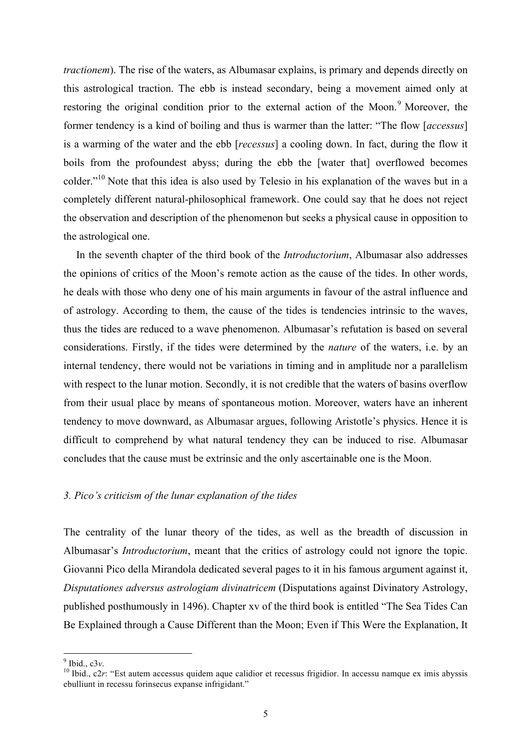*tractionem*). The rise of the waters, as Albumasar explains, is primary and depends directly on this astrological traction. The ebb is instead secondary, being a movement aimed only at restoring the original condition prior to the external action of the Moon.[9] Moreover, the former tendency is a kind of boiling and thus is warmer than the latter: "The flow [*accessus*] is a warming of the water and the ebb [*recessus*] a cooling down. In fact, during the flow it boils from the profoundest abyss; during the ebb the [water that] overflowed becomes colder."[10] Note that this idea is also used by Telesio in his explanation of the waves but in a completely different natural-philosophical framework. One could say that he does not reject the observation and description of the phenomenon but seeks a physical cause in opposition to the astrological one.

In the seventh chapter of the third book of the *Introductorium*, Albumasar also addresses the opinions of critics of the Moon's remote action as the cause of the tides. In other words, he deals with those who deny one of his main arguments in favour of the astral influence and of astrology. According to them, the cause of the tides is tendencies intrinsic to the waves, thus the tides are reduced to a wave phenomenon. Albumasar's refutation is based on several considerations. Firstly, if the tides were determined by the *nature* of the waters, i.e. by an internal tendency, there would not be variations in timing and in amplitude nor a parallelism with respect to the lunar motion. Secondly, it is not credible that the waters of basins overflow from their usual place by means of spontaneous motion. Moreover, waters have an inherent tendency to move downward, as Albumasar argues, following Aristotle's physics. Hence it is difficult to comprehend by what natural tendency they can be induced to rise. Albumasar concludes that the cause must be extrinsic and the only ascertainable one is the Moon.

### *3. Pico's criticism of the lunar explanation of the tides*

The centrality of the lunar theory of the tides, as well as the breadth of discussion in Albumasar's *Introductorium*, meant that the critics of astrology could not ignore the topic. Giovanni Pico della Mirandola dedicated several pages to it in his famous argument against it, *Disputationes adversus astrologiam divinatricem* (Disputations against Divinatory Astrology, published posthumously in 1496). Chapter xv of the third book is entitled "The Sea Tides Can Be Explained through a Cause Different than the Moon; Even if This Were the Explanation, It

---

[9] Ibid., c3*v*.

[10] Ibid., c2*r*: "Est autem accessus quidem aque calidior et recessus frigidior. In accessu namque ex imis abyssis ebulliunt in recessu forinsecus expanse infrigidant."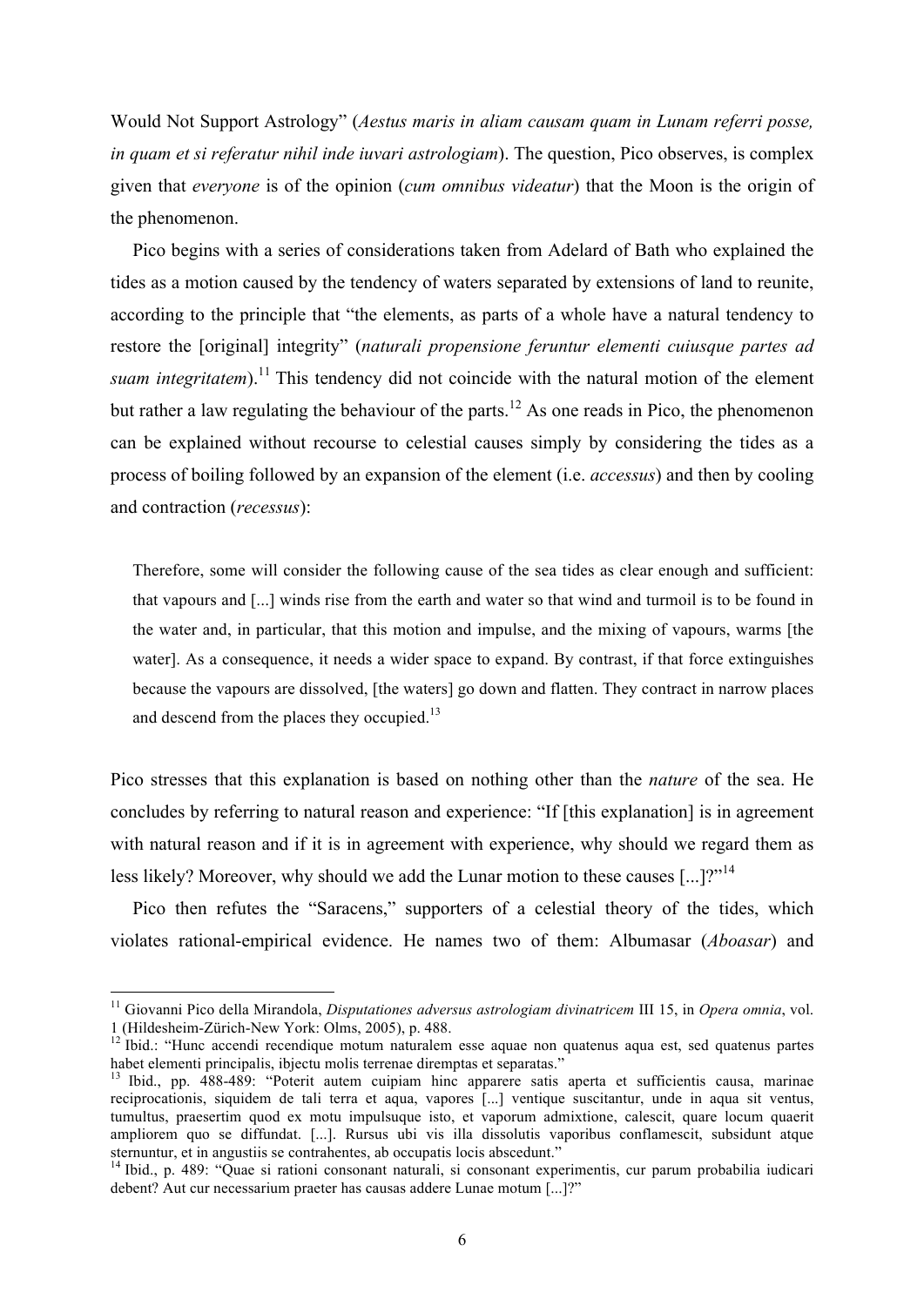Would Not Support Astrology" (*Aestus maris in aliam causam quam in Lunam referri posse, in quam et si referatur nihil inde iuvari astrologiam*). The question, Pico observes, is complex given that *everyone* is of the opinion (*cum omnibus videatur*) that the Moon is the origin of the phenomenon.

Pico begins with a series of considerations taken from Adelard of Bath who explained the tides as a motion caused by the tendency of waters separated by extensions of land to reunite, according to the principle that "the elements, as parts of a whole have a natural tendency to restore the [original] integrity" (*naturali propensione feruntur elementi cuiusque partes ad suam integritatem*).[11] This tendency did not coincide with the natural motion of the element but rather a law regulating the behaviour of the parts.[12] As one reads in Pico, the phenomenon can be explained without recourse to celestial causes simply by considering the tides as a process of boiling followed by an expansion of the element (i.e. *accessus*) and then by cooling and contraction (*recessus*):

> Therefore, some will consider the following cause of the sea tides as clear enough and sufficient: that vapours and [...] winds rise from the earth and water so that wind and turmoil is to be found in the water and, in particular, that this motion and impulse, and the mixing of vapours, warms [the water]. As a consequence, it needs a wider space to expand. By contrast, if that force extinguishes because the vapours are dissolved, [the waters] go down and flatten. They contract in narrow places and descend from the places they occupied.[13]

Pico stresses that this explanation is based on nothing other than the *nature* of the sea. He concludes by referring to natural reason and experience: "If [this explanation] is in agreement with natural reason and if it is in agreement with experience, why should we regard them as less likely? Moreover, why should we add the Lunar motion to these causes [...]?"[14]

Pico then refutes the "Saracens," supporters of a celestial theory of the tides, which violates rational-empirical evidence. He names two of them: Albumasar (*Aboasar*) and

---

[11] Giovanni Pico della Mirandola, *Disputationes adversus astrologiam divinatricem* III 15, in *Opera omnia*, vol. 1 (Hildesheim-Zürich-New York: Olms, 2005), p. 488.

[12] Ibid.: "Hunc accendi recendique motum naturalem esse aquae non quatenus aqua est, sed quatenus partes habet elementi principalis, ibjectu molis terrenae diremptas et separatas."

[13] Ibid., pp. 488-489: "Poterit autem cuipiam hinc apparere satis aperta et sufficientis causa, marinae reciprocationis, siquidem de tali terra et aqua, vapores [...] ventique suscitantur, unde in aqua sit ventus, tumultus, praesertim quod ex motu impulsuque isto, et vaporum admixtione, calescit, quare locum quaerit ampliorem quo se diffundat. [...]. Rursus ubi vis illa dissolutis vaporibus conflamescit, subsidunt atque sternuntur, et in angustiis se contrahentes, ab occupatis locis abscedunt."

[14] Ibid., p. 489: "Quae si rationi consonant naturali, si consonant experimentis, cur parum probabilia iudicari debent? Aut cur necessarium praeter has causas addere Lunae motum [...]?"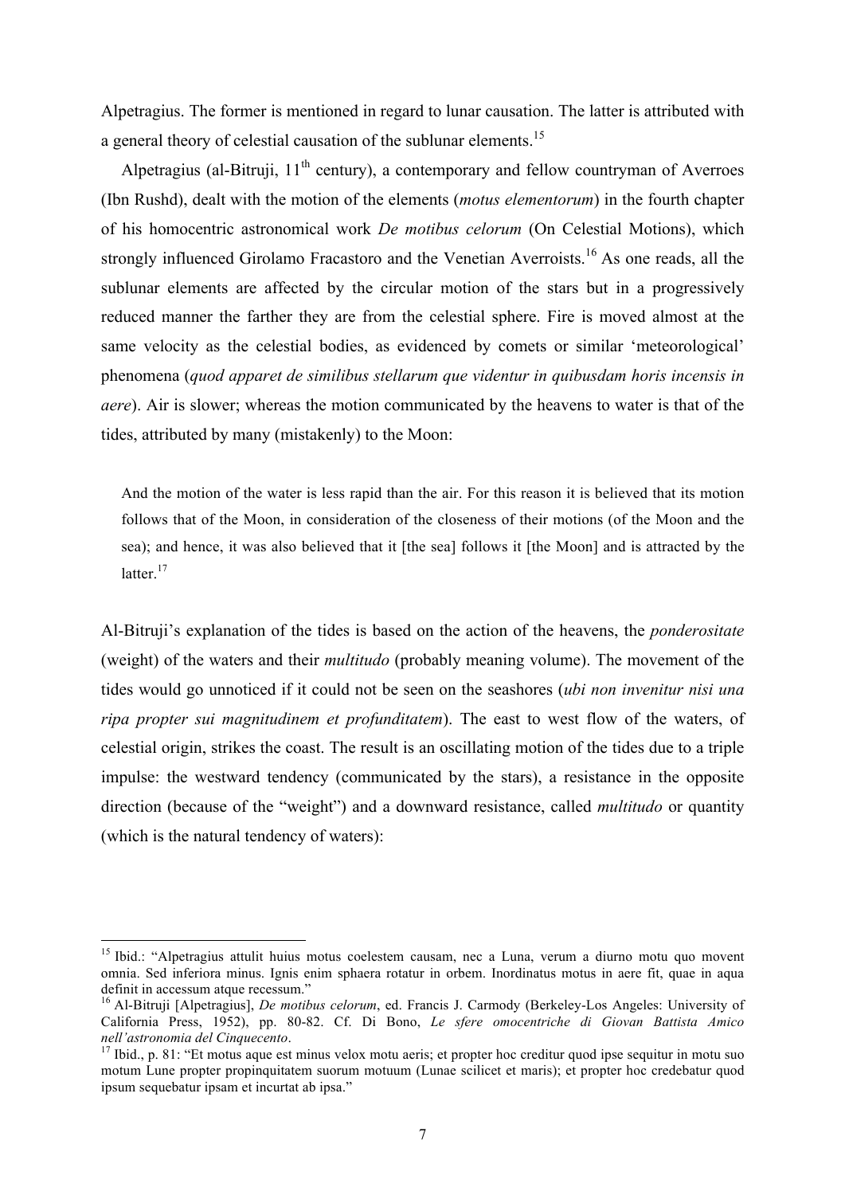Alpetragius. The former is mentioned in regard to lunar causation. The latter is attributed with a general theory of celestial causation of the sublunar elements.[15]

Alpetragius (al-Bitruji, 11th century), a contemporary and fellow countryman of Averroes (Ibn Rushd), dealt with the motion of the elements (*motus elementorum*) in the fourth chapter of his homocentric astronomical work *De motibus celorum* (On Celestial Motions), which strongly influenced Girolamo Fracastoro and the Venetian Averroists.[16] As one reads, all the sublunar elements are affected by the circular motion of the stars but in a progressively reduced manner the farther they are from the celestial sphere. Fire is moved almost at the same velocity as the celestial bodies, as evidenced by comets or similar 'meteorological' phenomena (*quod apparet de similibus stellarum que videntur in quibusdam horis incensis in aere*). Air is slower; whereas the motion communicated by the heavens to water is that of the tides, attributed by many (mistakenly) to the Moon:

> And the motion of the water is less rapid than the air. For this reason it is believed that its motion follows that of the Moon, in consideration of the closeness of their motions (of the Moon and the sea); and hence, it was also believed that it [the sea] follows it [the Moon] and is attracted by the latter.[17]

Al-Bitruji's explanation of the tides is based on the action of the heavens, the *ponderositate* (weight) of the waters and their *multitudo* (probably meaning volume). The movement of the tides would go unnoticed if it could not be seen on the seashores (*ubi non invenitur nisi una ripa propter sui magnitudinem et profunditatem*). The east to west flow of the waters, of celestial origin, strikes the coast. The result is an oscillating motion of the tides due to a triple impulse: the westward tendency (communicated by the stars), a resistance in the opposite direction (because of the "weight") and a downward resistance, called *multitudo* or quantity (which is the natural tendency of waters):

---

[15] Ibid.: "Alpetragius attulit huius motus coelestem causam, nec a Luna, verum a diurno motu quo movent omnia. Sed inferiora minus. Ignis enim sphaera rotatur in orbem. Inordinatus motus in aere fit, quae in aqua definit in accessum atque recessum."

[16] Al-Bitruji [Alpetragius], *De motibus celorum*, ed. Francis J. Carmody (Berkeley-Los Angeles: University of California Press, 1952), pp. 80-82. Cf. Di Bono, *Le sfere omocentriche di Giovan Battista Amico nell'astronomia del Cinquecento*.

[17] Ibid., p. 81: "Et motus aque est minus velox motu aeris; et propter hoc creditur quod ipse sequitur in motu suo motum Lune propter propinquitatem suorum motuum (Lunae scilicet et maris); et propter hoc credebatur quod ipsum sequebatur ipsam et incurtat ab ipsa."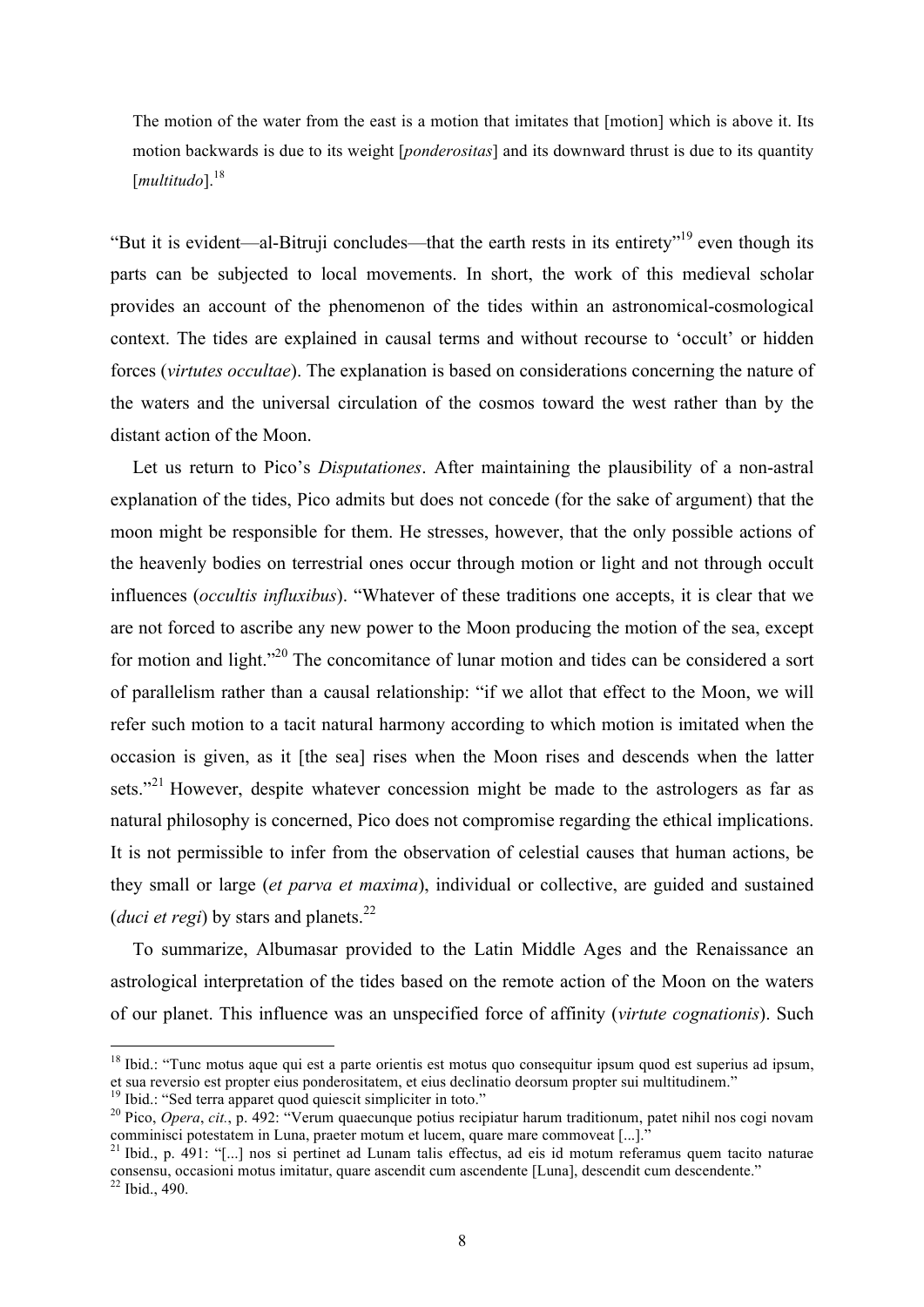> The motion of the water from the east is a motion that imitates that [motion] which is above it. Its motion backwards is due to its weight [*ponderositas*] and its downward thrust is due to its quantity [*multitudo*].[18]

"But it is evident—al-Bitruji concludes—that the earth rests in its entirety"[19] even though its parts can be subjected to local movements. In short, the work of this medieval scholar provides an account of the phenomenon of the tides within an astronomical-cosmological context. The tides are explained in causal terms and without recourse to 'occult' or hidden forces (*virtutes occultae*). The explanation is based on considerations concerning the nature of the waters and the universal circulation of the cosmos toward the west rather than by the distant action of the Moon.

Let us return to Pico's *Disputationes*. After maintaining the plausibility of a non-astral explanation of the tides, Pico admits but does not concede (for the sake of argument) that the moon might be responsible for them. He stresses, however, that the only possible actions of the heavenly bodies on terrestrial ones occur through motion or light and not through occult influences (*occultis influxibus*). "Whatever of these traditions one accepts, it is clear that we are not forced to ascribe any new power to the Moon producing the motion of the sea, except for motion and light."[20] The concomitance of lunar motion and tides can be considered a sort of parallelism rather than a causal relationship: "if we allot that effect to the Moon, we will refer such motion to a tacit natural harmony according to which motion is imitated when the occasion is given, as it [the sea] rises when the Moon rises and descends when the latter sets."[21] However, despite whatever concession might be made to the astrologers as far as natural philosophy is concerned, Pico does not compromise regarding the ethical implications. It is not permissible to infer from the observation of celestial causes that human actions, be they small or large (*et parva et maxima*), individual or collective, are guided and sustained (*duci et regi*) by stars and planets.[22]

To summarize, Albumasar provided to the Latin Middle Ages and the Renaissance an astrological interpretation of the tides based on the remote action of the Moon on the waters of our planet. This influence was an unspecified force of affinity (*virtute cognationis*). Such

---

[18] Ibid.: "Tunc motus aque qui est a parte orientis est motus quo consequitur ipsum quod est superius ad ipsum, et sua reversio est propter eius ponderositatem, et eius declinatio deorsum propter sui multitudinem."

[19] Ibid.: "Sed terra apparet quod quiescit simpliciter in toto."

[20] Pico, *Opera*, *cit.*, p. 492: "Verum quaecunque potius recipiatur harum traditionum, patet nihil nos cogi novam comminisci potestatem in Luna, praeter motum et lucem, quare mare commoveat [...]."

[21] Ibid., p. 491: "[...] nos si pertinet ad Lunam talis effectus, ad eis id motum referamus quem tacito naturae consensu, occasioni motus imitatur, quare ascendit cum ascendente [Luna], descendit cum descendente."

[22] Ibid., 490.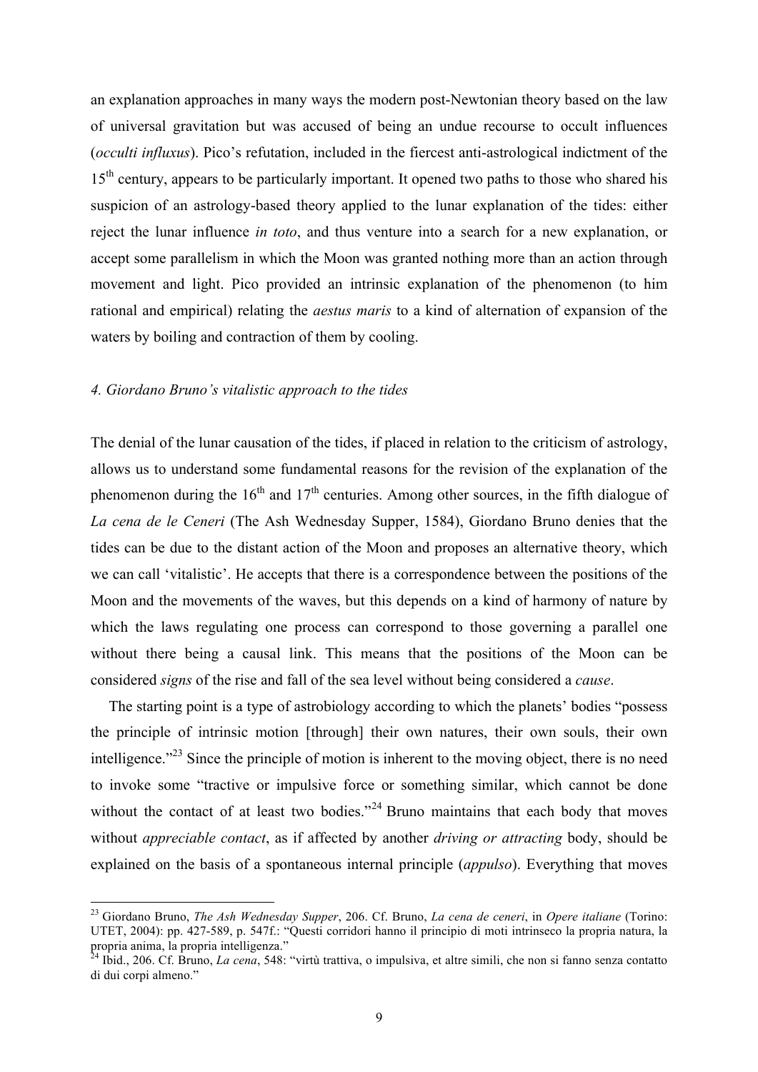an explanation approaches in many ways the modern post-Newtonian theory based on the law of universal gravitation but was accused of being an undue recourse to occult influences (*occulti influxus*). Pico's refutation, included in the fiercest anti-astrological indictment of the 15th century, appears to be particularly important. It opened two paths to those who shared his suspicion of an astrology-based theory applied to the lunar explanation of the tides: either reject the lunar influence *in toto*, and thus venture into a search for a new explanation, or accept some parallelism in which the Moon was granted nothing more than an action through movement and light. Pico provided an intrinsic explanation of the phenomenon (to him rational and empirical) relating the *aestus maris* to a kind of alternation of expansion of the waters by boiling and contraction of them by cooling.

### *4. Giordano Bruno's vitalistic approach to the tides*

The denial of the lunar causation of the tides, if placed in relation to the criticism of astrology, allows us to understand some fundamental reasons for the revision of the explanation of the phenomenon during the 16th and 17th centuries. Among other sources, in the fifth dialogue of *La cena de le Ceneri* (The Ash Wednesday Supper, 1584), Giordano Bruno denies that the tides can be due to the distant action of the Moon and proposes an alternative theory, which we can call 'vitalistic'. He accepts that there is a correspondence between the positions of the Moon and the movements of the waves, but this depends on a kind of harmony of nature by which the laws regulating one process can correspond to those governing a parallel one without there being a causal link. This means that the positions of the Moon can be considered *signs* of the rise and fall of the sea level without being considered a *cause*.

The starting point is a type of astrobiology according to which the planets' bodies "possess the principle of intrinsic motion [through] their own natures, their own souls, their own intelligence."[23] Since the principle of motion is inherent to the moving object, there is no need to invoke some "tractive or impulsive force or something similar, which cannot be done without the contact of at least two bodies."[24] Bruno maintains that each body that moves without *appreciable contact*, as if affected by another *driving or attracting* body, should be explained on the basis of a spontaneous internal principle (*appulso*). Everything that moves

---

[23] Giordano Bruno, *The Ash Wednesday Supper*, 206. Cf. Bruno, *La cena de ceneri*, in *Opere italiane* (Torino: UTET, 2004): pp. 427-589, p. 547f.: "Questi corridori hanno il principio di moti intrinseco la propria natura, la propria anima, la propria intelligenza."

[24] Ibid., 206. Cf. Bruno, *La cena*, 548: "virtù trattiva, o impulsiva, et altre simili, che non si fanno senza contatto di dui corpi almeno."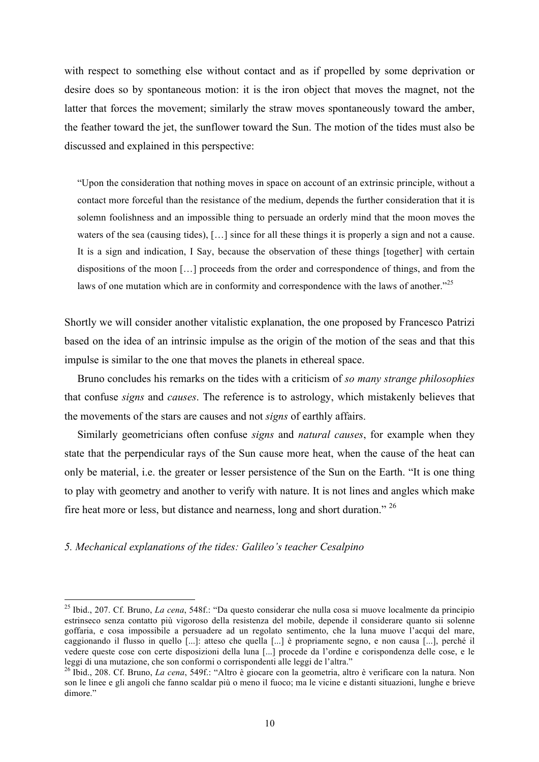with respect to something else without contact and as if propelled by some deprivation or desire does so by spontaneous motion: it is the iron object that moves the magnet, not the latter that forces the movement; similarly the straw moves spontaneously toward the amber, the feather toward the jet, the sunflower toward the Sun. The motion of the tides must also be discussed and explained in this perspective:

> "Upon the consideration that nothing moves in space on account of an extrinsic principle, without a contact more forceful than the resistance of the medium, depends the further consideration that it is solemn foolishness and an impossible thing to persuade an orderly mind that the moon moves the waters of the sea (causing tides), […] since for all these things it is properly a sign and not a cause. It is a sign and indication, I Say, because the observation of these things [together] with certain dispositions of the moon […] proceeds from the order and correspondence of things, and from the laws of one mutation which are in conformity and correspondence with the laws of another."[25]

Shortly we will consider another vitalistic explanation, the one proposed by Francesco Patrizi based on the idea of an intrinsic impulse as the origin of the motion of the seas and that this impulse is similar to the one that moves the planets in ethereal space.

Bruno concludes his remarks on the tides with a criticism of *so many strange philosophies* that confuse *signs* and *causes*. The reference is to astrology, which mistakenly believes that the movements of the stars are causes and not *signs* of earthly affairs.

Similarly geometricians often confuse *signs* and *natural causes*, for example when they state that the perpendicular rays of the Sun cause more heat, when the cause of the heat can only be material, i.e. the greater or lesser persistence of the Sun on the Earth. "It is one thing to play with geometry and another to verify with nature. It is not lines and angles which make fire heat more or less, but distance and nearness, long and short duration." [26]

### *5. Mechanical explanations of the tides: Galileo's teacher Cesalpino*

---

[25] Ibid., 207. Cf. Bruno, *La cena*, 548f.: "Da questo considerar che nulla cosa si muove localmente da principio estrinseco senza contatto più vigoroso della resistenza del mobile, depende il considerare quanto sii solenne goffaria, e cosa impossibile a persuadere ad un regolato sentimento, che la luna muove l'acqui del mare, caggionando il flusso in quello [...]: atteso che quella [...] è propriamente segno, e non causa [...], perché il vedere queste cose con certe disposizioni della luna [...] procede da l'ordine e corispondenza delle cose, e le leggi di una mutazione, che son conformi o corrispondenti alle leggi de l'altra."

[26] Ibid., 208. Cf. Bruno, *La cena*, 549f.: "Altro è giocare con la geometria, altro è verificare con la natura. Non son le linee e gli angoli che fanno scaldar più o meno il fuoco; ma le vicine e distanti situazioni, lunghe e brieve dimore."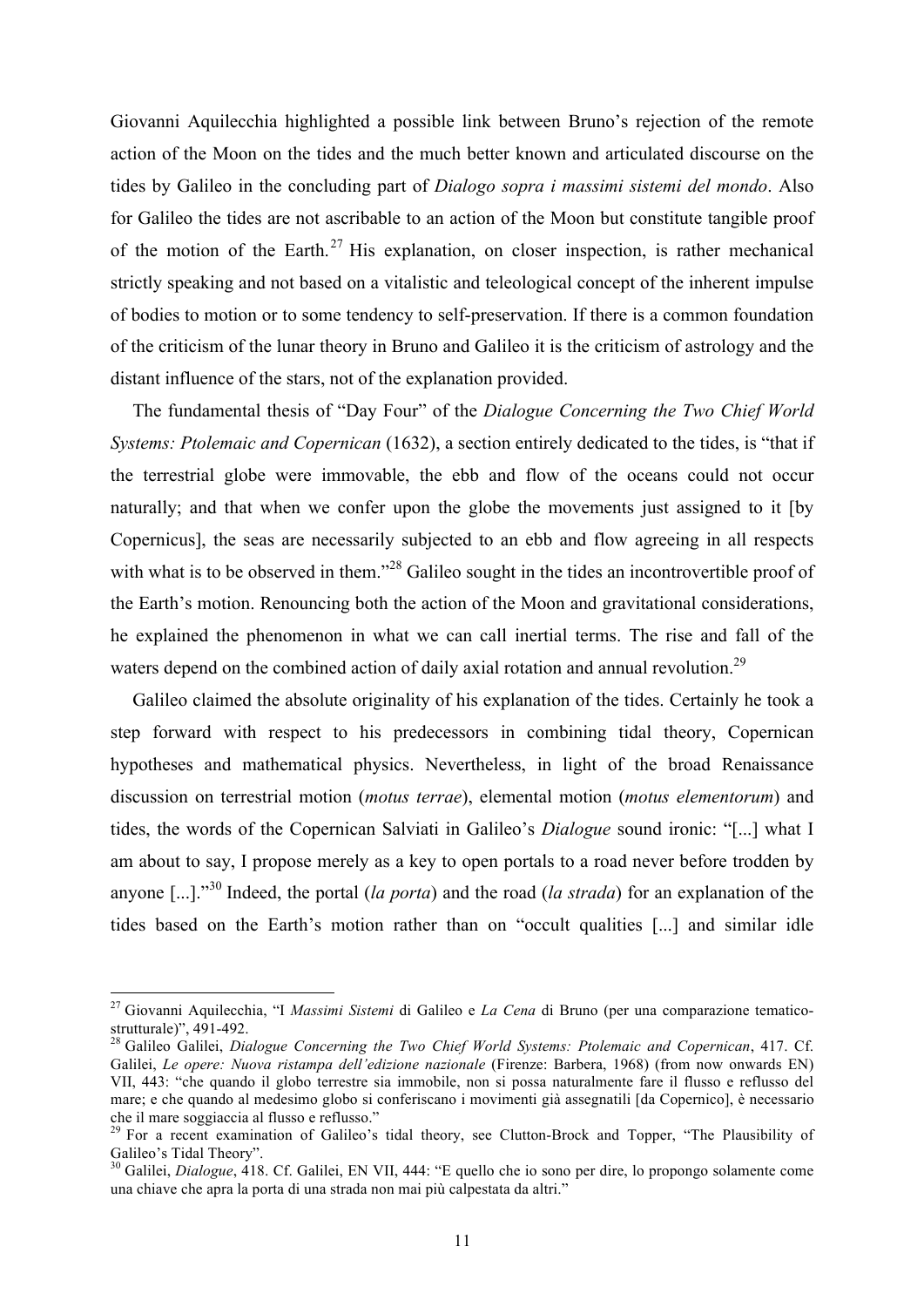Giovanni Aquilecchia highlighted a possible link between Bruno's rejection of the remote action of the Moon on the tides and the much better known and articulated discourse on the tides by Galileo in the concluding part of *Dialogo sopra i massimi sistemi del mondo*. Also for Galileo the tides are not ascribable to an action of the Moon but constitute tangible proof of the motion of the Earth.[27] His explanation, on closer inspection, is rather mechanical strictly speaking and not based on a vitalistic and teleological concept of the inherent impulse of bodies to motion or to some tendency to self-preservation. If there is a common foundation of the criticism of the lunar theory in Bruno and Galileo it is the criticism of astrology and the distant influence of the stars, not of the explanation provided.

The fundamental thesis of "Day Four" of the *Dialogue Concerning the Two Chief World Systems: Ptolemaic and Copernican* (1632), a section entirely dedicated to the tides, is "that if the terrestrial globe were immovable, the ebb and flow of the oceans could not occur naturally; and that when we confer upon the globe the movements just assigned to it [by Copernicus], the seas are necessarily subjected to an ebb and flow agreeing in all respects with what is to be observed in them."[28] Galileo sought in the tides an incontrovertible proof of the Earth's motion. Renouncing both the action of the Moon and gravitational considerations, he explained the phenomenon in what we can call inertial terms. The rise and fall of the waters depend on the combined action of daily axial rotation and annual revolution.[29]

Galileo claimed the absolute originality of his explanation of the tides. Certainly he took a step forward with respect to his predecessors in combining tidal theory, Copernican hypotheses and mathematical physics. Nevertheless, in light of the broad Renaissance discussion on terrestrial motion (*motus terrae*), elemental motion (*motus elementorum*) and tides, the words of the Copernican Salviati in Galileo's *Dialogue* sound ironic: "[...] what I am about to say, I propose merely as a key to open portals to a road never before trodden by anyone [...]."[30] Indeed, the portal (*la porta*) and the road (*la strada*) for an explanation of the tides based on the Earth's motion rather than on "occult qualities [...] and similar idle

---

[27] Giovanni Aquilecchia, "I *Massimi Sistemi* di Galileo e *La Cena* di Bruno (per una comparazione tematico-strutturale)", 491-492.

[28] Galileo Galilei, *Dialogue Concerning the Two Chief World Systems: Ptolemaic and Copernican*, 417. Cf. Galilei, *Le opere: Nuova ristampa dell'edizione nazionale* (Firenze: Barbera, 1968) (from now onwards EN) VII, 443: "che quando il globo terrestre sia immobile, non si possa naturalmente fare il flusso e reflusso del mare; e che quando al medesimo globo si conferiscano i movimenti già assegnatili [da Copernico], è necessario che il mare soggiaccia al flusso e reflusso."

[29] For a recent examination of Galileo's tidal theory, see Clutton-Brock and Topper, "The Plausibility of Galileo's Tidal Theory".

[30] Galilei, *Dialogue*, 418. Cf. Galilei, EN VII, 444: "E quello che io sono per dire, lo propongo solamente come una chiave che apra la porta di una strada non mai più calpestata da altri."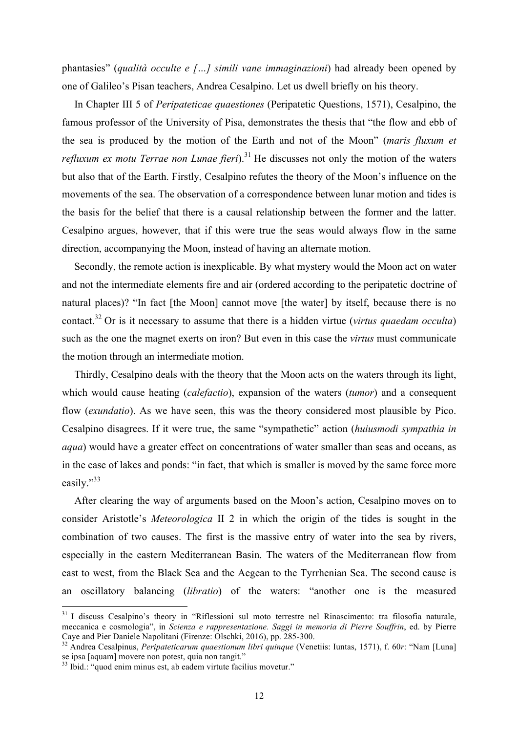phantasies" (*qualità occulte e […] simili vane immaginazioni*) had already been opened by one of Galileo's Pisan teachers, Andrea Cesalpino. Let us dwell briefly on his theory.

In Chapter III 5 of *Peripateticae quaestiones* (Peripatetic Questions, 1571), Cesalpino, the famous professor of the University of Pisa, demonstrates the thesis that "the flow and ebb of the sea is produced by the motion of the Earth and not of the Moon" (*maris fluxum et refluxum ex motu Terrae non Lunae fieri*).[31] He discusses not only the motion of the waters but also that of the Earth. Firstly, Cesalpino refutes the theory of the Moon's influence on the movements of the sea. The observation of a correspondence between lunar motion and tides is the basis for the belief that there is a causal relationship between the former and the latter. Cesalpino argues, however, that if this were true the seas would always flow in the same direction, accompanying the Moon, instead of having an alternate motion.

Secondly, the remote action is inexplicable. By what mystery would the Moon act on water and not the intermediate elements fire and air (ordered according to the peripatetic doctrine of natural places)? "In fact [the Moon] cannot move [the water] by itself, because there is no contact.[32] Or is it necessary to assume that there is a hidden virtue (*virtus quaedam occulta*) such as the one the magnet exerts on iron? But even in this case the *virtus* must communicate the motion through an intermediate motion.

Thirdly, Cesalpino deals with the theory that the Moon acts on the waters through its light, which would cause heating (*calefactio*), expansion of the waters (*tumor*) and a consequent flow (*exundatio*). As we have seen, this was the theory considered most plausible by Pico. Cesalpino disagrees. If it were true, the same "sympathetic" action (*huiusmodi sympathia in aqua*) would have a greater effect on concentrations of water smaller than seas and oceans, as in the case of lakes and ponds: "in fact, that which is smaller is moved by the same force more easily."[33]

After clearing the way of arguments based on the Moon's action, Cesalpino moves on to consider Aristotle's *Meteorologica* II 2 in which the origin of the tides is sought in the combination of two causes. The first is the massive entry of water into the sea by rivers, especially in the eastern Mediterranean Basin. The waters of the Mediterranean flow from east to west, from the Black Sea and the Aegean to the Tyrrhenian Sea. The second cause is an oscillatory balancing (*libratio*) of the waters: "another one is the measured

---

[31] I discuss Cesalpino's theory in "Riflessioni sul moto terrestre nel Rinascimento: tra filosofia naturale, meccanica e cosmologia", in *Scienza e rappresentazione. Saggi in memoria di Pierre Souffrin*, ed. by Pierre Caye and Pier Daniele Napolitani (Firenze: Olschki, 2016), pp. 285-300.

[32] Andrea Cesalpinus, *Peripateticarum quaestionum libri quinque* (Venetiis: Iuntas, 1571), f. 60*r*: "Nam [Luna] se ipsa [aquam] movere non potest, quia non tangit."

[33] Ibid.: "quod enim minus est, ab eadem virtute facilius movetur."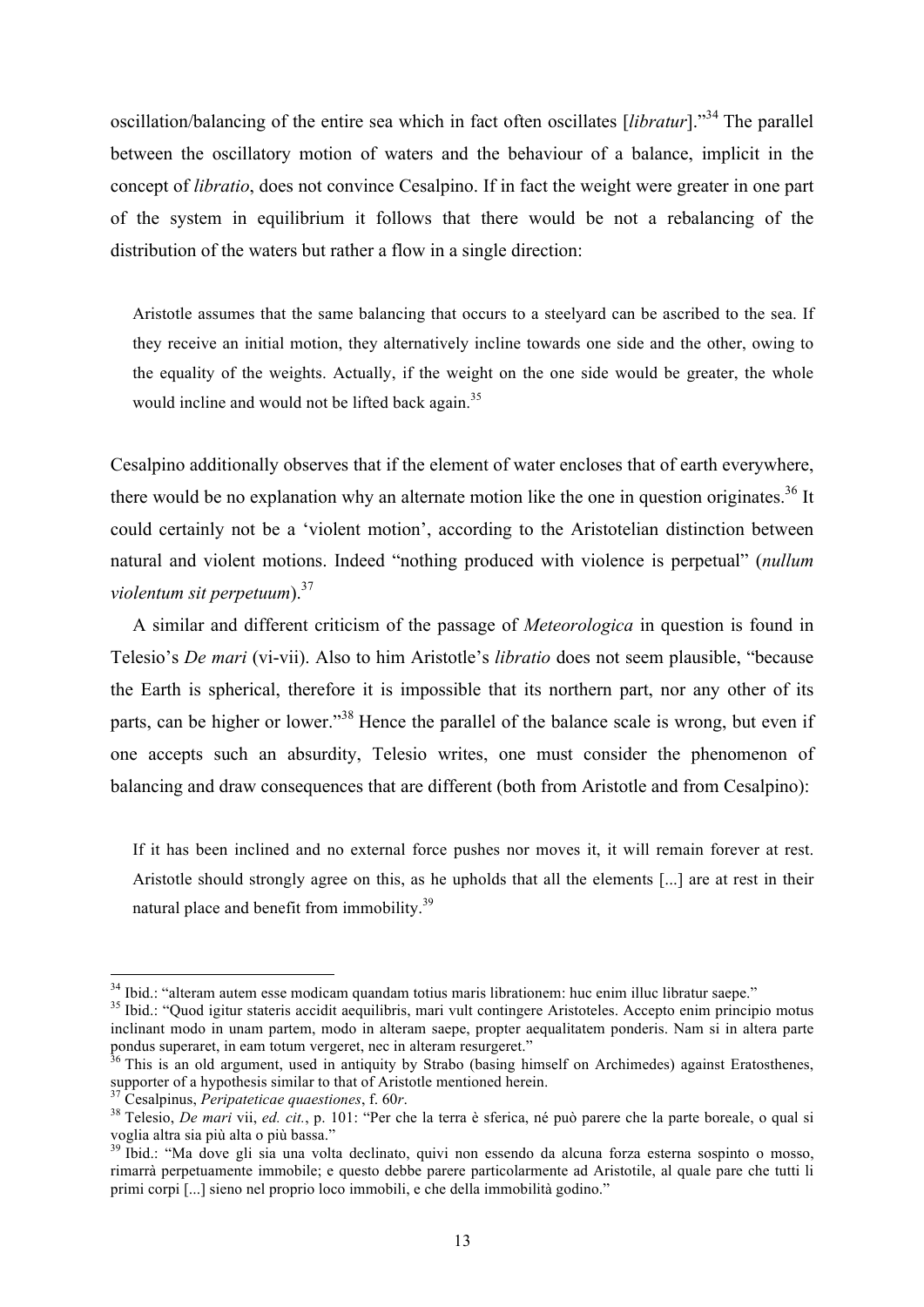oscillation/balancing of the entire sea which in fact often oscillates [*libratur*]."[34] The parallel between the oscillatory motion of waters and the behaviour of a balance, implicit in the concept of *libratio*, does not convince Cesalpino. If in fact the weight were greater in one part of the system in equilibrium it follows that there would be not a rebalancing of the distribution of the waters but rather a flow in a single direction:

> Aristotle assumes that the same balancing that occurs to a steelyard can be ascribed to the sea. If they receive an initial motion, they alternatively incline towards one side and the other, owing to the equality of the weights. Actually, if the weight on the one side would be greater, the whole would incline and would not be lifted back again.[35]

Cesalpino additionally observes that if the element of water encloses that of earth everywhere, there would be no explanation why an alternate motion like the one in question originates.[36] It could certainly not be a 'violent motion', according to the Aristotelian distinction between natural and violent motions. Indeed "nothing produced with violence is perpetual" (*nullum violentum sit perpetuum*).[37]

A similar and different criticism of the passage of *Meteorologica* in question is found in Telesio's *De mari* (vi-vii). Also to him Aristotle's *libratio* does not seem plausible, "because the Earth is spherical, therefore it is impossible that its northern part, nor any other of its parts, can be higher or lower."[38] Hence the parallel of the balance scale is wrong, but even if one accepts such an absurdity, Telesio writes, one must consider the phenomenon of balancing and draw consequences that are different (both from Aristotle and from Cesalpino):

> If it has been inclined and no external force pushes nor moves it, it will remain forever at rest. Aristotle should strongly agree on this, as he upholds that all the elements [...] are at rest in their natural place and benefit from immobility.[39]

---

[34] Ibid.: "alteram autem esse modicam quandam totius maris librationem: huc enim illuc libratur saepe."

[35] Ibid.: "Quod igitur stateris accidit aequilibris, mari vult contingere Aristoteles. Accepto enim principio motus inclinant modo in unam partem, modo in alteram saepe, propter aequalitatem ponderis. Nam si in altera parte pondus superaret, in eam totum vergeret, nec in alteram resurgeret."

[36] This is an old argument, used in antiquity by Strabo (basing himself on Archimedes) against Eratosthenes, supporter of a hypothesis similar to that of Aristotle mentioned herein.

[37] Cesalpinus, *Peripateticae quaestiones*, f. 60*r*.

[38] Telesio, *De mari* vii, *ed. cit.*, p. 101: "Per che la terra è sferica, né può parere che la parte boreale, o qual si voglia altra sia più alta o più bassa."

[39] Ibid.: "Ma dove gli sia una volta declinato, quivi non essendo da alcuna forza esterna sospinto o mosso, rimarrà perpetuamente immobile; e questo debbe parere particolarmente ad Aristotile, al quale pare che tutti li primi corpi [...] sieno nel proprio loco immobili, e che della immobilità godino."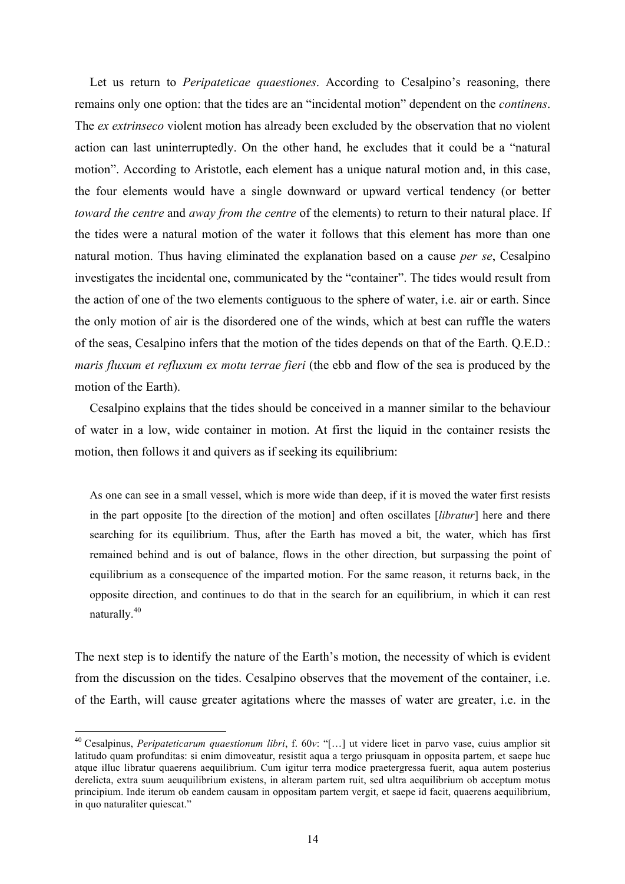Let us return to *Peripateticae quaestiones*. According to Cesalpino's reasoning, there remains only one option: that the tides are an "incidental motion" dependent on the *continens*. The *ex extrinseco* violent motion has already been excluded by the observation that no violent action can last uninterruptedly. On the other hand, he excludes that it could be a "natural motion". According to Aristotle, each element has a unique natural motion and, in this case, the four elements would have a single downward or upward vertical tendency (or better *toward the centre* and *away from the centre* of the elements) to return to their natural place. If the tides were a natural motion of the water it follows that this element has more than one natural motion. Thus having eliminated the explanation based on a cause *per se*, Cesalpino investigates the incidental one, communicated by the "container". The tides would result from the action of one of the two elements contiguous to the sphere of water, i.e. air or earth. Since the only motion of air is the disordered one of the winds, which at best can ruffle the waters of the seas, Cesalpino infers that the motion of the tides depends on that of the Earth. Q.E.D.: *maris fluxum et refluxum ex motu terrae fieri* (the ebb and flow of the sea is produced by the motion of the Earth).

Cesalpino explains that the tides should be conceived in a manner similar to the behaviour of water in a low, wide container in motion. At first the liquid in the container resists the motion, then follows it and quivers as if seeking its equilibrium:

> As one can see in a small vessel, which is more wide than deep, if it is moved the water first resists in the part opposite [to the direction of the motion] and often oscillates [*libratur*] here and there searching for its equilibrium. Thus, after the Earth has moved a bit, the water, which has first remained behind and is out of balance, flows in the other direction, but surpassing the point of equilibrium as a consequence of the imparted motion. For the same reason, it returns back, in the opposite direction, and continues to do that in the search for an equilibrium, in which it can rest naturally.[40]

The next step is to identify the nature of the Earth's motion, the necessity of which is evident from the discussion on the tides. Cesalpino observes that the movement of the container, i.e. of the Earth, will cause greater agitations where the masses of water are greater, i.e. in the

[40] Cesalpinus, *Peripateticarum quaestionum libri*, f. 60*v*: "[…] ut videre licet in parvo vase, cuius amplior sit latitudo quam profunditas: si enim dimoveatur, resistit aqua a tergo priusquam in opposita partem, et saepe huc atque illuc libratur quaerens aequilibrium. Cum igitur terra modice praetergressa fuerit, aqua autem posterius derelicta, extra suum aeuquilibrium existens, in alteram partem ruit, sed ultra aequilibrium ob acceptum motus principium. Inde iterum ob eandem causam in oppositam partem vergit, et saepe id facit, quaerens aequilibrium, in quo naturaliter quiescat."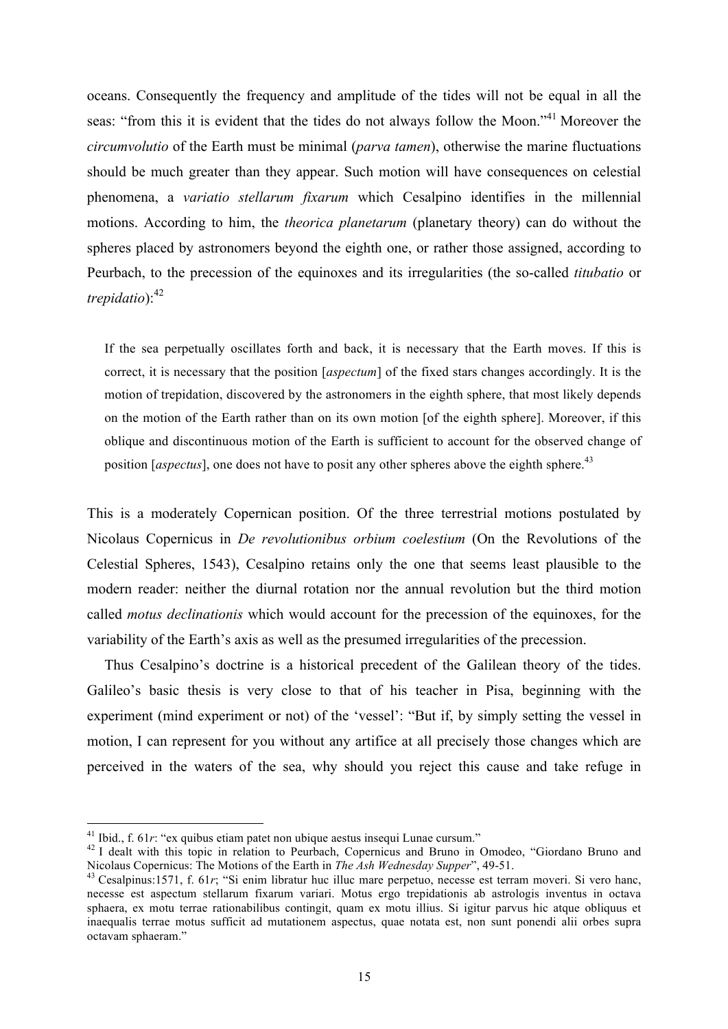oceans. Consequently the frequency and amplitude of the tides will not be equal in all the seas: "from this it is evident that the tides do not always follow the Moon."[41] Moreover the *circumvolutio* of the Earth must be minimal (*parva tamen*), otherwise the marine fluctuations should be much greater than they appear. Such motion will have consequences on celestial phenomena, a *variatio stellarum fixarum* which Cesalpino identifies in the millennial motions. According to him, the *theorica planetarum* (planetary theory) can do without the spheres placed by astronomers beyond the eighth one, or rather those assigned, according to Peurbach, to the precession of the equinoxes and its irregularities (the so-called *titubatio* or *trepidatio*):[42]

> If the sea perpetually oscillates forth and back, it is necessary that the Earth moves. If this is correct, it is necessary that the position [*aspectum*] of the fixed stars changes accordingly. It is the motion of trepidation, discovered by the astronomers in the eighth sphere, that most likely depends on the motion of the Earth rather than on its own motion [of the eighth sphere]. Moreover, if this oblique and discontinuous motion of the Earth is sufficient to account for the observed change of position [*aspectus*], one does not have to posit any other spheres above the eighth sphere.[43]

This is a moderately Copernican position. Of the three terrestrial motions postulated by Nicolaus Copernicus in *De revolutionibus orbium coelestium* (On the Revolutions of the Celestial Spheres, 1543), Cesalpino retains only the one that seems least plausible to the modern reader: neither the diurnal rotation nor the annual revolution but the third motion called *motus declinationis* which would account for the precession of the equinoxes, for the variability of the Earth's axis as well as the presumed irregularities of the precession.

Thus Cesalpino's doctrine is a historical precedent of the Galilean theory of the tides. Galileo's basic thesis is very close to that of his teacher in Pisa, beginning with the experiment (mind experiment or not) of the 'vessel': "But if, by simply setting the vessel in motion, I can represent for you without any artifice at all precisely those changes which are perceived in the waters of the sea, why should you reject this cause and take refuge in

---

[41] Ibid., f. 61*r*: "ex quibus etiam patet non ubique aestus insequi Lunae cursum."

[42] I dealt with this topic in relation to Peurbach, Copernicus and Bruno in Omodeo, "Giordano Bruno and Nicolaus Copernicus: The Motions of the Earth in *The Ash Wednesday Supper*", 49-51.

[43] Cesalpinus:1571, f. 61*r*; "Si enim libratur huc illuc mare perpetuo, necesse est terram moveri. Si vero hanc, necesse est aspectum stellarum fixarum variari. Motus ergo trepidationis ab astrologis inventus in octava sphaera, ex motu terrae rationabilibus contingit, quam ex motu illius. Si igitur parvus hic atque obliquus et inaequalis terrae motus sufficit ad mutationem aspectus, quae notata est, non sunt ponendi alii orbes supra octavam sphaeram."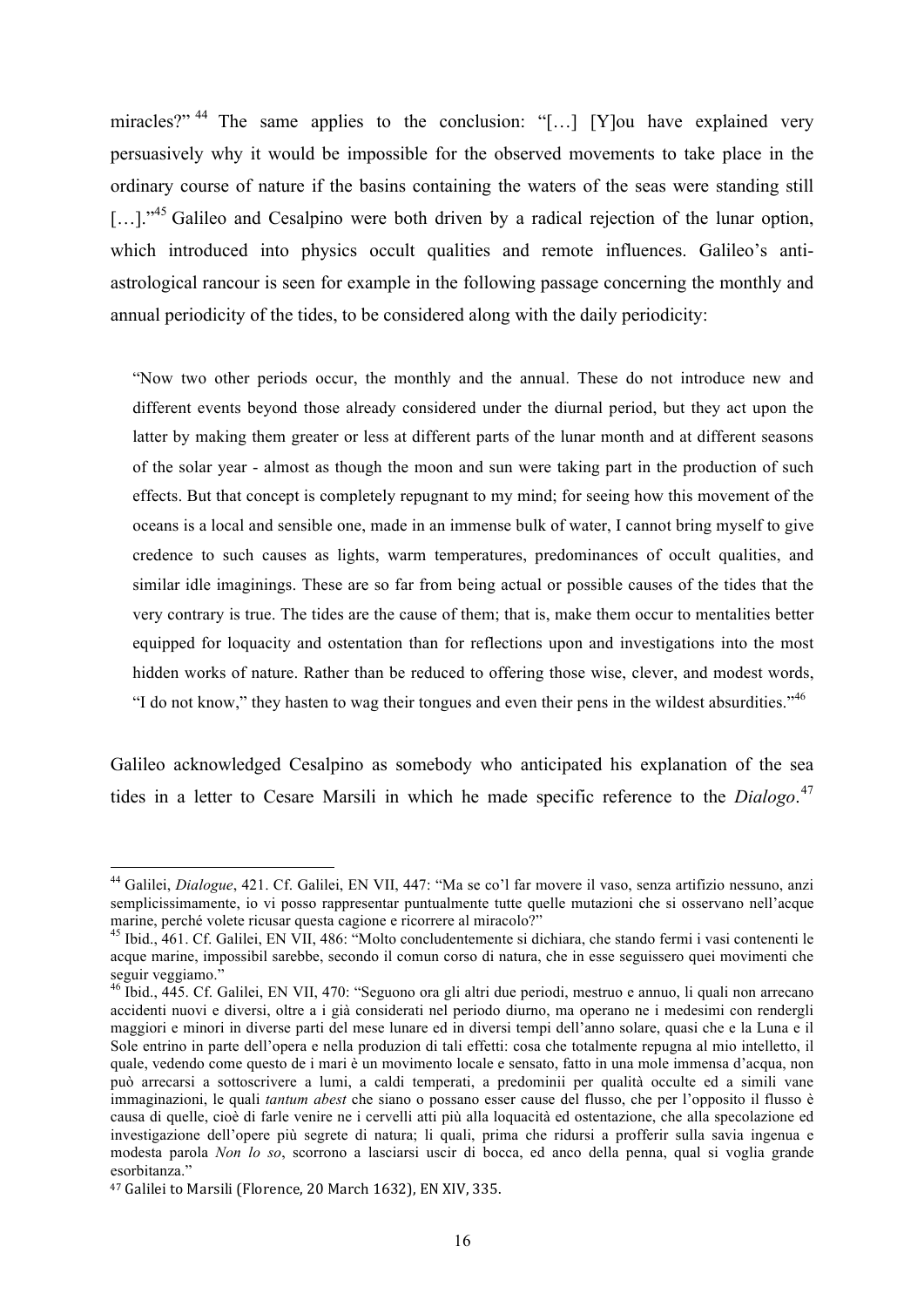miracles?"[44] The same applies to the conclusion: "[…] [Y]ou have explained very persuasively why it would be impossible for the observed movements to take place in the ordinary course of nature if the basins containing the waters of the seas were standing still […]."[45] Galileo and Cesalpino were both driven by a radical rejection of the lunar option, which introduced into physics occult qualities and remote influences. Galileo's anti-astrological rancour is seen for example in the following passage concerning the monthly and annual periodicity of the tides, to be considered along with the daily periodicity:

> "Now two other periods occur, the monthly and the annual. These do not introduce new and different events beyond those already considered under the diurnal period, but they act upon the latter by making them greater or less at different parts of the lunar month and at different seasons of the solar year - almost as though the moon and sun were taking part in the production of such effects. But that concept is completely repugnant to my mind; for seeing how this movement of the oceans is a local and sensible one, made in an immense bulk of water, I cannot bring myself to give credence to such causes as lights, warm temperatures, predominances of occult qualities, and similar idle imaginings. These are so far from being actual or possible causes of the tides that the very contrary is true. The tides are the cause of them; that is, make them occur to mentalities better equipped for loquacity and ostentation than for reflections upon and investigations into the most hidden works of nature. Rather than be reduced to offering those wise, clever, and modest words, "I do not know," they hasten to wag their tongues and even their pens in the wildest absurdities."[46]

Galileo acknowledged Cesalpino as somebody who anticipated his explanation of the sea tides in a letter to Cesare Marsili in which he made specific reference to the *Dialogo*.[47]

---

[44] Galilei, *Dialogue*, 421. Cf. Galilei, EN VII, 447: "Ma se co'l far movere il vaso, senza artifizio nessuno, anzi semplicissimamente, io vi posso rappresentar puntualmente tutte quelle mutazioni che si osservano nell'acque marine, perché volete ricusar questa cagione e ricorrere al miracolo?"

[45] Ibid., 461. Cf. Galilei, EN VII, 486: "Molto concludentemente si dichiara, che stando fermi i vasi contenenti le acque marine, impossibil sarebbe, secondo il comun corso di natura, che in esse seguissero quei movimenti che seguir veggiamo."

[46] Ibid., 445. Cf. Galilei, EN VII, 470: "Seguono ora gli altri due periodi, mestruo e annuo, li quali non arrecano accidenti nuovi e diversi, oltre a i già considerati nel periodo diurno, ma operano ne i medesimi con rendergli maggiori e minori in diverse parti del mese lunare ed in diversi tempi dell'anno solare, quasi che e la Luna e il Sole entrino in parte dell'opera e nella produzion di tali effetti: cosa che totalmente repugna al mio intelletto, il quale, vedendo come questo de i mari è un movimento locale e sensato, fatto in una mole immensa d'acqua, non può arrecarsi a sottoscrivere a lumi, a caldi temperati, a predominii per qualità occulte ed a simili vane immaginazioni, le quali *tantum abest* che siano o possano esser cause del flusso, che per l'opposito il flusso è causa di quelle, cioè di farle venire ne i cervelli atti più alla loquacità ed ostentazione, che alla specolazione ed investigazione dell'opere più segrete di natura; li quali, prima che ridursi a profferir sulla savia ingenua e modesta parola *Non lo so*, scorrono a lasciarsi uscir di bocca, ed anco della penna, qual si voglia grande esorbitanza."

[47] Galilei to Marsili (Florence, 20 March 1632), EN XIV, 335.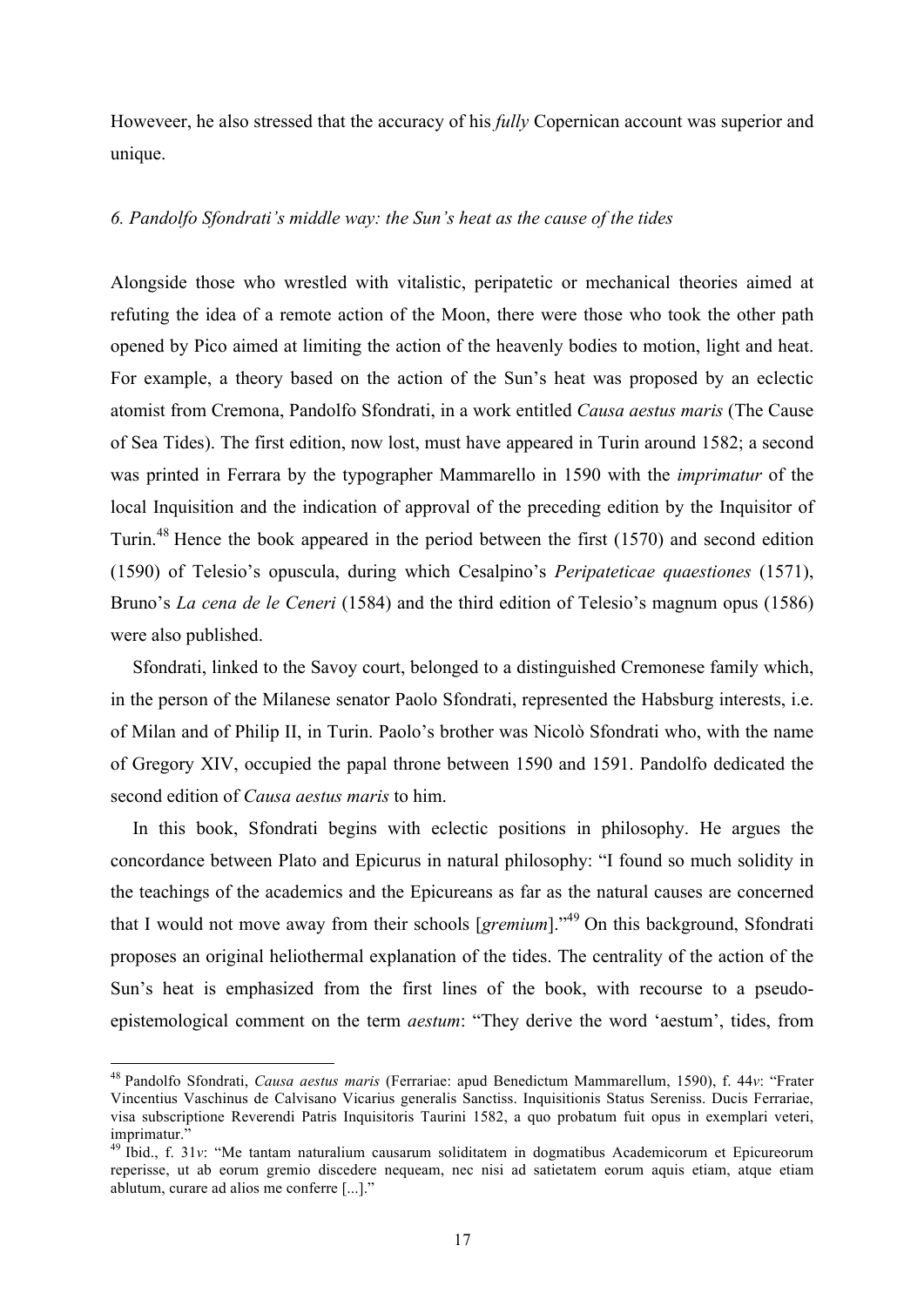Howeveer, he also stressed that the accuracy of his *fully* Copernican account was superior and unique.

*6. Pandolfo Sfondrati's middle way: the Sun's heat as the cause of the tides*

Alongside those who wrestled with vitalistic, peripatetic or mechanical theories aimed at refuting the idea of a remote action of the Moon, there were those who took the other path opened by Pico aimed at limiting the action of the heavenly bodies to motion, light and heat. For example, a theory based on the action of the Sun's heat was proposed by an eclectic atomist from Cremona, Pandolfo Sfondrati, in a work entitled *Causa aestus maris* (The Cause of Sea Tides). The first edition, now lost, must have appeared in Turin around 1582; a second was printed in Ferrara by the typographer Mammarello in 1590 with the *imprimatur* of the local Inquisition and the indication of approval of the preceding edition by the Inquisitor of Turin.[48] Hence the book appeared in the period between the first (1570) and second edition (1590) of Telesio's opuscula, during which Cesalpino's *Peripateticae quaestiones* (1571), Bruno's *La cena de le Ceneri* (1584) and the third edition of Telesio's magnum opus (1586) were also published.

Sfondrati, linked to the Savoy court, belonged to a distinguished Cremonese family which, in the person of the Milanese senator Paolo Sfondrati, represented the Habsburg interests, i.e. of Milan and of Philip II, in Turin. Paolo's brother was Nicolò Sfondrati who, with the name of Gregory XIV, occupied the papal throne between 1590 and 1591. Pandolfo dedicated the second edition of *Causa aestus maris* to him.

In this book, Sfondrati begins with eclectic positions in philosophy. He argues the concordance between Plato and Epicurus in natural philosophy: "I found so much solidity in the teachings of the academics and the Epicureans as far as the natural causes are concerned that I would not move away from their schools [*gremium*]."[49] On this background, Sfondrati proposes an original heliothermal explanation of the tides. The centrality of the action of the Sun's heat is emphasized from the first lines of the book, with recourse to a pseudo-epistemological comment on the term *aestum*: "They derive the word 'aestum', tides, from

---

[48] Pandolfo Sfondrati, *Causa aestus maris* (Ferrariae: apud Benedictum Mammarellum, 1590), f. 44*v*: "Frater Vincentius Vaschinus de Calvisano Vicarius generalis Sanctiss. Inquisitionis Status Sereniss. Ducis Ferrariae, visa subscriptione Reverendi Patris Inquisitoris Taurini 1582, a quo probatum fuit opus in exemplari veteri, imprimatur."

[49] Ibid., f. 31*v*: "Me tantam naturalium causarum soliditatem in dogmatibus Academicorum et Epicureorum reperisse, ut ab eorum gremio discedere nequeam, nec nisi ad satietatem eorum aquis etiam, atque etiam ablutum, curare ad alios me conferre [...]."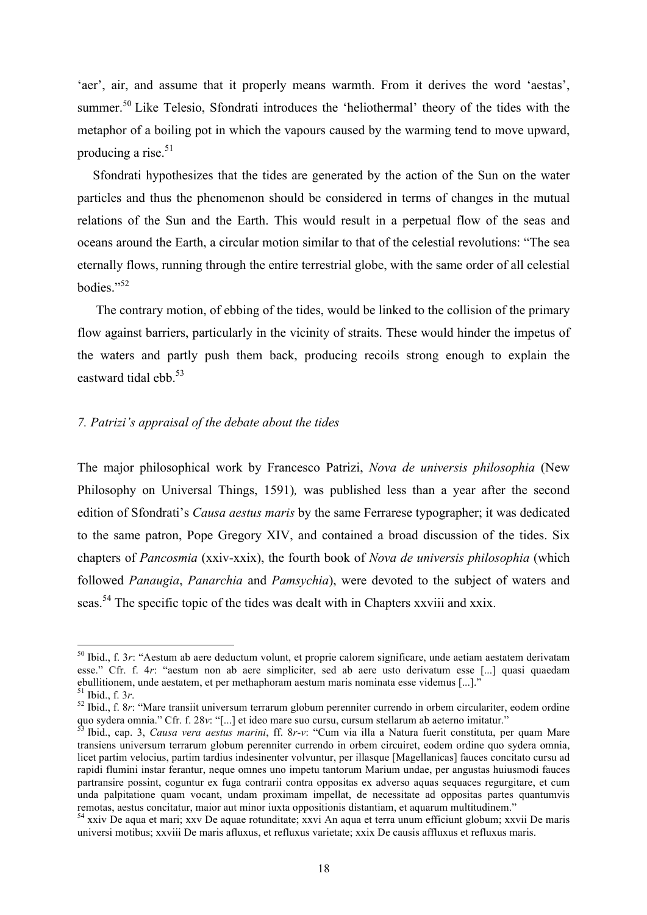'aer', air, and assume that it properly means warmth. From it derives the word 'aestas', summer.[50] Like Telesio, Sfondrati introduces the 'heliothermal' theory of the tides with the metaphor of a boiling pot in which the vapours caused by the warming tend to move upward, producing a rise.[51]

Sfondrati hypothesizes that the tides are generated by the action of the Sun on the water particles and thus the phenomenon should be considered in terms of changes in the mutual relations of the Sun and the Earth. This would result in a perpetual flow of the seas and oceans around the Earth, a circular motion similar to that of the celestial revolutions: "The sea eternally flows, running through the entire terrestrial globe, with the same order of all celestial bodies."[52]

The contrary motion, of ebbing of the tides, would be linked to the collision of the primary flow against barriers, particularly in the vicinity of straits. These would hinder the impetus of the waters and partly push them back, producing recoils strong enough to explain the eastward tidal ebb.[53]

## *7. Patrizi's appraisal of the debate about the tides*

The major philosophical work by Francesco Patrizi, *Nova de universis philosophia* (New Philosophy on Universal Things, 1591), was published less than a year after the second edition of Sfondrati's *Causa aestus maris* by the same Ferrarese typographer; it was dedicated to the same patron, Pope Gregory XIV, and contained a broad discussion of the tides. Six chapters of *Pancosmia* (xxiv-xxix), the fourth book of *Nova de universis philosophia* (which followed *Panaugia*, *Panarchia* and *Pamsychia*), were devoted to the subject of waters and seas.[54] The specific topic of the tides was dealt with in Chapters xxviii and xxix.

---

[50] Ibid., f. 3*r*: "Aestum ab aere deductum volunt, et proprie calorem significare, unde aetiam aestatem derivatam esse." Cfr. f. 4*r*: "aestum non ab aere simpliciter, sed ab aere usto derivatum esse [...] quasi quaedam ebullitionem, unde aestatem, et per methaphoram aestum maris nominata esse videmus [...]."

[51] Ibid., f. 3*r*.

[52] Ibid., f. 8*r*: "Mare transiit universum terrarum globum perenniter currendo in orbem circulariter, eodem ordine quo sydera omnia." Cfr. f. 28*v*: "[...] et ideo mare suo cursu, cursum stellarum ab aeterno imitatur."

[53] Ibid., cap. 3, *Causa vera aestus marini*, ff. 8*r-v*: "Cum via illa a Natura fuerit constituta, per quam Mare transiens universum terrarum globum perenniter currendo in orbem circuiret, eodem ordine quo sydera omnia, licet partim velocius, partim tardius indesinenter volvuntur, per illasque [Magellanicas] fauces concitato cursu ad rapidi flumini instar ferantur, neque omnes uno impetu tantorum Marium undae, per angustas huiusmodi fauces partransire possint, coguntur ex fuga contrarii contra oppositas ex adverso aquas sequaces regurgitare, et cum unda palpitatione quam vocant, undam proximam impellat, de necessitate ad oppositas partes quantumvis remotas, aestus concitatur, maior aut minor iuxta oppositionis distantiam, et aquarum multitudinem."

[54] xxiv De aqua et mari; xxv De aquae rotunditate; xxvi An aqua et terra unum efficiunt globum; xxvii De maris universi motibus; xxviii De maris afluxus, et refluxus varietate; xxix De causis affluxus et refluxus maris.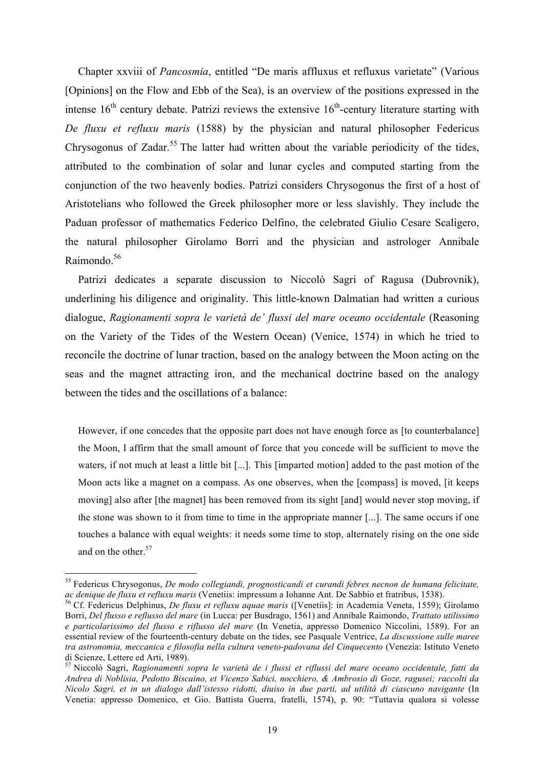Chapter xxviii of *Pancosmia*, entitled “De maris affluxus et refluxus varietate” (Various [Opinions] on the Flow and Ebb of the Sea), is an overview of the positions expressed in the intense 16th century debate. Patrizi reviews the extensive 16th-century literature starting with *De fluxu et refluxu maris* (1588) by the physician and natural philosopher Federicus Chrysogonus of Zadar.[55] The latter had written about the variable periodicity of the tides, attributed to the combination of solar and lunar cycles and computed starting from the conjunction of the two heavenly bodies. Patrizi considers Chrysogonus the first of a host of Aristotelians who followed the Greek philosopher more or less slavishly. They include the Paduan professor of mathematics Federico Delfino, the celebrated Giulio Cesare Scaligero, the natural philosopher Girolamo Borri and the physician and astrologer Annibale Raimondo.[56]

Patrizi dedicates a separate discussion to Niccolò Sagri of Ragusa (Dubrovnik), underlining his diligence and originality. This little-known Dalmatian had written a curious dialogue, *Ragionamenti sopra le varietà de’ flussi del mare oceano occidentale* (Reasoning on the Variety of the Tides of the Western Ocean) (Venice, 1574) in which he tried to reconcile the doctrine of lunar traction, based on the analogy between the Moon acting on the seas and the magnet attracting iron, and the mechanical doctrine based on the analogy between the tides and the oscillations of a balance:

> However, if one concedes that the opposite part does not have enough force as [to counterbalance] the Moon, I affirm that the small amount of force that you concede will be sufficient to move the waters, if not much at least a little bit [...]. This [imparted motion] added to the past motion of the Moon acts like a magnet on a compass. As one observes, when the [compass] is moved, [it keeps moving] also after [the magnet] has been removed from its sight [and] would never stop moving, if the stone was shown to it from time to time in the appropriate manner [...]. The same occurs if one touches a balance with equal weights: it needs some time to stop, alternately rising on the one side and on the other.[57]

---

[55] Federicus Chrysogonus, *De modo collegiandi, prognosticandi et curandi febres necnon de humana felicitate, ac denique de fluxu et refluxu maris* (Venetiis: impressum a Iohanne Ant. De Sabbio et fratribus, 1538).

[56] Cf. Federicus Delphinus, *De fluxu et refluxu aquae maris* ([Venetiis]: in Academia Veneta, 1559); Girolamo Borri, *Del flusso e reflusso del mare* (in Lucca: per Busdrago, 1561) and Annibale Raimondo, *Trattato utilissimo e particolarissimo del flusso e riflusso del mare* (In Venetia, appresso Domenico Niccolini, 1589). For an essential review of the fourteenth-century debate on the tides, see Pasquale Ventrice, *La discussione sulle maree tra astronomia, meccanica e filosofia nella cultura veneto-padovana del Cinquecento* (Venezia: Istituto Veneto di Scienze, Lettere ed Arti, 1989).

[57] Niccolò Sagri, *Ragionamenti sopra le varietà de i flussi et riflussi del mare oceano occidentale, fatti da Andrea di Noblisia, Pedotto Biscaino, et Vicenzo Sabici, nocchiero, & Ambrosio di Goze, ragusei; raccolti da Nicolo Sagri, et in un dialogo dall’istesso ridotti, diuiso in due parti, ad utilità di ciascuno navigante* (In Venetia: appresso Domenico, et Gio. Battista Guerra, fratelli, 1574), p. 90: “Tuttavia qualora si volesse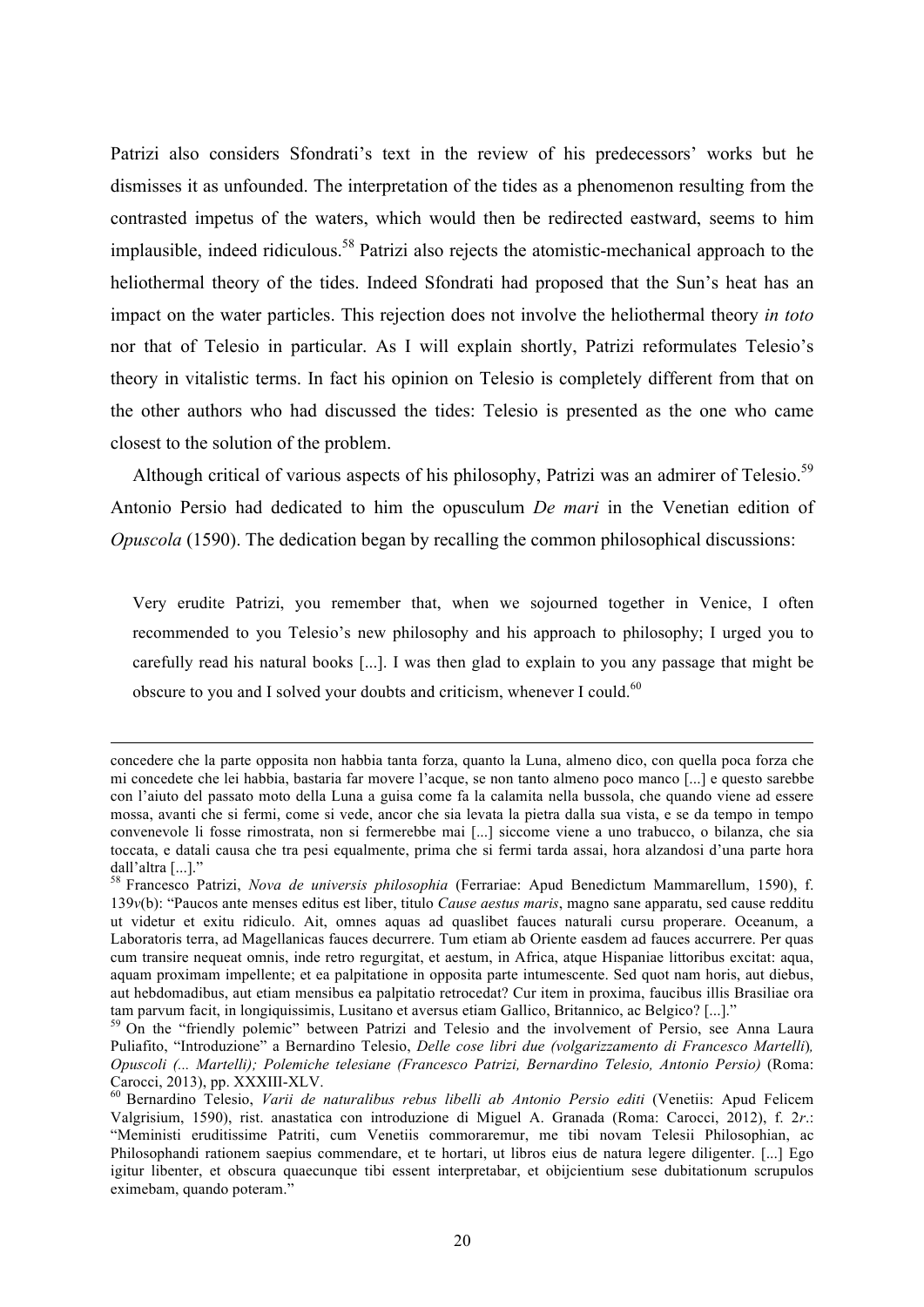Patrizi also considers Sfondrati's text in the review of his predecessors' works but he dismisses it as unfounded. The interpretation of the tides as a phenomenon resulting from the contrasted impetus of the waters, which would then be redirected eastward, seems to him implausible, indeed ridiculous.[58] Patrizi also rejects the atomistic-mechanical approach to the heliothermal theory of the tides. Indeed Sfondrati had proposed that the Sun's heat has an impact on the water particles. This rejection does not involve the heliothermal theory *in toto* nor that of Telesio in particular. As I will explain shortly, Patrizi reformulates Telesio's theory in vitalistic terms. In fact his opinion on Telesio is completely different from that on the other authors who had discussed the tides: Telesio is presented as the one who came closest to the solution of the problem.

Although critical of various aspects of his philosophy, Patrizi was an admirer of Telesio.[59] Antonio Persio had dedicated to him the opusculum *De mari* in the Venetian edition of *Opuscola* (1590). The dedication began by recalling the common philosophical discussions:

> Very erudite Patrizi, you remember that, when we sojourned together in Venice, I often recommended to you Telesio's new philosophy and his approach to philosophy; I urged you to carefully read his natural books [...]. I was then glad to explain to you any passage that might be obscure to you and I solved your doubts and criticism, whenever I could.[60]

---

concedere che la parte opposita non habbia tanta forza, quanto la Luna, almeno dico, con quella poca forza che mi concedete che lei habbia, bastaria far movere l'acque, se non tanto almeno poco manco [...] e questo sarebbe con l'aiuto del passato moto della Luna a guisa come fa la calamita nella bussola, che quando viene ad essere mossa, avanti che si fermi, come si vede, ancor che sia levata la pietra dalla sua vista, e se da tempo in tempo convenevole li fosse rimostrata, non si fermerebbe mai [...] siccome viene a uno trabucco, o bilanza, che sia toccata, e datali causa che tra pesi equalmente, prima che si fermi tarda assai, hora alzandosi d'una parte hora dall'altra [...]."

[58] Francesco Patrizi, *Nova de universis philosophia* (Ferrariae: Apud Benedictum Mammarellum, 1590), f. 139*v*(b): "Paucos ante menses editus est liber, titulo *Cause aestus maris*, magno sane apparatu, sed cause redditu ut videtur et exitu ridiculo. Ait, omnes aquas ad quaslibet fauces naturali cursu properare. Oceanum, a Laboratoris terra, ad Magellanicas fauces decurrere. Tum etiam ab Oriente easdem ad fauces accurrere. Per quas cum transire nequeat omnis, inde retro regurgitat, et aestum, in Africa, atque Hispaniae littoribus excitat: aqua, aquam proximam impellente; et ea palpitatione in opposita parte intumescente. Sed quot nam horis, aut diebus, aut hebdomadibus, aut etiam mensibus ea palpitatio retrocedat? Cur item in proxima, faucibus illis Brasiliae ora tam parvum facit, in longiquissimis, Lusitano et aversus etiam Gallico, Britannico, ac Belgico? [...]."

[59] On the "friendly polemic" between Patrizi and Telesio and the involvement of Persio, see Anna Laura Puliafito, "Introduzione" a Bernardino Telesio, *Delle cose libri due (volgarizzamento di Francesco Martelli), Opuscoli (... Martelli); Polemiche telesiane (Francesco Patrizi, Bernardino Telesio, Antonio Persio)* (Roma: Carocci, 2013), pp. XXXIII-XLV.

[60] Bernardino Telesio, *Varii de naturalibus rebus libelli ab Antonio Persio editi* (Venetiis: Apud Felicem Valgrisium, 1590), rist. anastatica con introduzione di Miguel A. Granada (Roma: Carocci, 2012), f. 2*r*.: "Meministi eruditissime Patriti, cum Venetiis commoraremur, me tibi novam Telesii Philosophian, ac Philosophandi rationem saepius commendare, et te hortari, ut libros eius de natura legere diligenter. [...] Ego igitur libenter, et obscura quaecunque tibi essent interpretabar, et objicientium sese dubitationum scrupulos eximebam, quando poteram."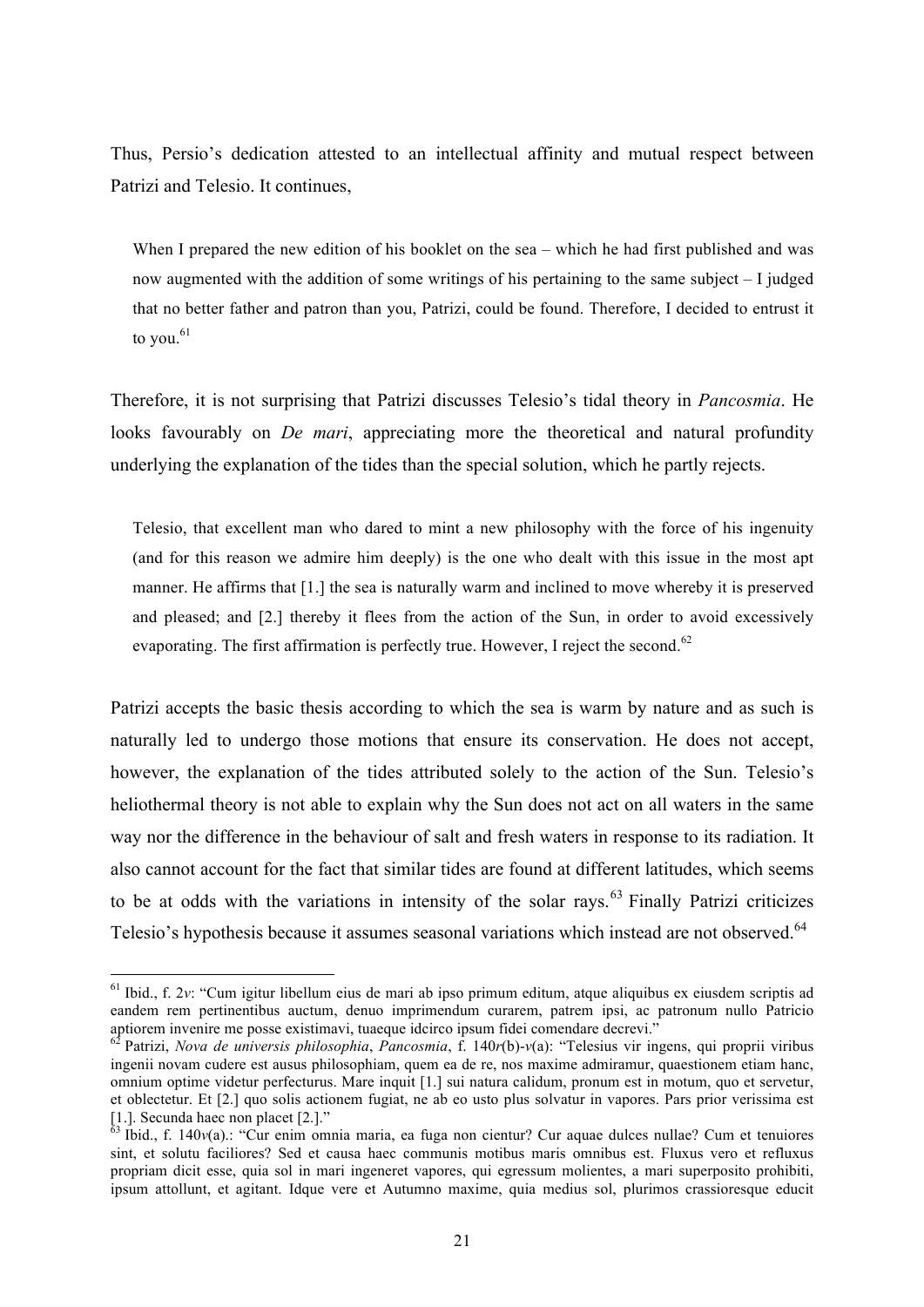Thus, Persio's dedication attested to an intellectual affinity and mutual respect between Patrizi and Telesio. It continues,

> When I prepared the new edition of his booklet on the sea – which he had first published and was now augmented with the addition of some writings of his pertaining to the same subject – I judged that no better father and patron than you, Patrizi, could be found. Therefore, I decided to entrust it to you.[61]

Therefore, it is not surprising that Patrizi discusses Telesio's tidal theory in *Pancosmia*. He looks favourably on *De mari*, appreciating more the theoretical and natural profundity underlying the explanation of the tides than the special solution, which he partly rejects.

> Telesio, that excellent man who dared to mint a new philosophy with the force of his ingenuity (and for this reason we admire him deeply) is the one who dealt with this issue in the most apt manner. He affirms that [1.] the sea is naturally warm and inclined to move whereby it is preserved and pleased; and [2.] thereby it flees from the action of the Sun, in order to avoid excessively evaporating. The first affirmation is perfectly true. However, I reject the second.[62]

Patrizi accepts the basic thesis according to which the sea is warm by nature and as such is naturally led to undergo those motions that ensure its conservation. He does not accept, however, the explanation of the tides attributed solely to the action of the Sun. Telesio's heliothermal theory is not able to explain why the Sun does not act on all waters in the same way nor the difference in the behaviour of salt and fresh waters in response to its radiation. It also cannot account for the fact that similar tides are found at different latitudes, which seems to be at odds with the variations in intensity of the solar rays.[63] Finally Patrizi criticizes Telesio's hypothesis because it assumes seasonal variations which instead are not observed.[64]

---

[61] Ibid., f. 2*v*: "Cum igitur libellum eius de mari ab ipso primum editum, atque aliquibus ex eiusdem scriptis ad eandem rem pertinentibus auctum, denuo imprimendum curarem, patrem ipsi, ac patronum nullo Patricio aptiorem invenire me posse existimavi, tuaeque idcirco ipsum fidei comendare decrevi."

[62] Patrizi, *Nova de universis philosophia*, *Pancosmia*, f. 140*r*(b)-*v*(a): "Telesius vir ingens, qui proprii viribus ingenii novam cudere est ausus philosophiam, quem ea de re, nos maxime admiramur, quaestionem etiam hanc, omnium optime videtur perfecturus. Mare inquit [1.] sui natura calidum, pronum est in motum, quo et servetur, et oblectetur. Et [2.] quo solis actionem fugiat, ne ab eo usto plus solvatur in vapores. Pars prior verissima est [1.]. Secunda haec non placet [2.]."

[63] Ibid., f. 140*v*(a).: "Cur enim omnia maria, ea fuga non cientur? Cur aquae dulces nullae? Cum et tenuiores sint, et solutu faciliores? Sed et causa haec communis motibus maris omnibus est. Fluxus vero et refluxus propriam dicit esse, quia sol in mari ingeneret vapores, qui egressum molientes, a mari superposito prohibiti, ipsum attollunt, et agitant. Idque vere et Autumno maxime, quia medius sol, plurimos crassioresque educit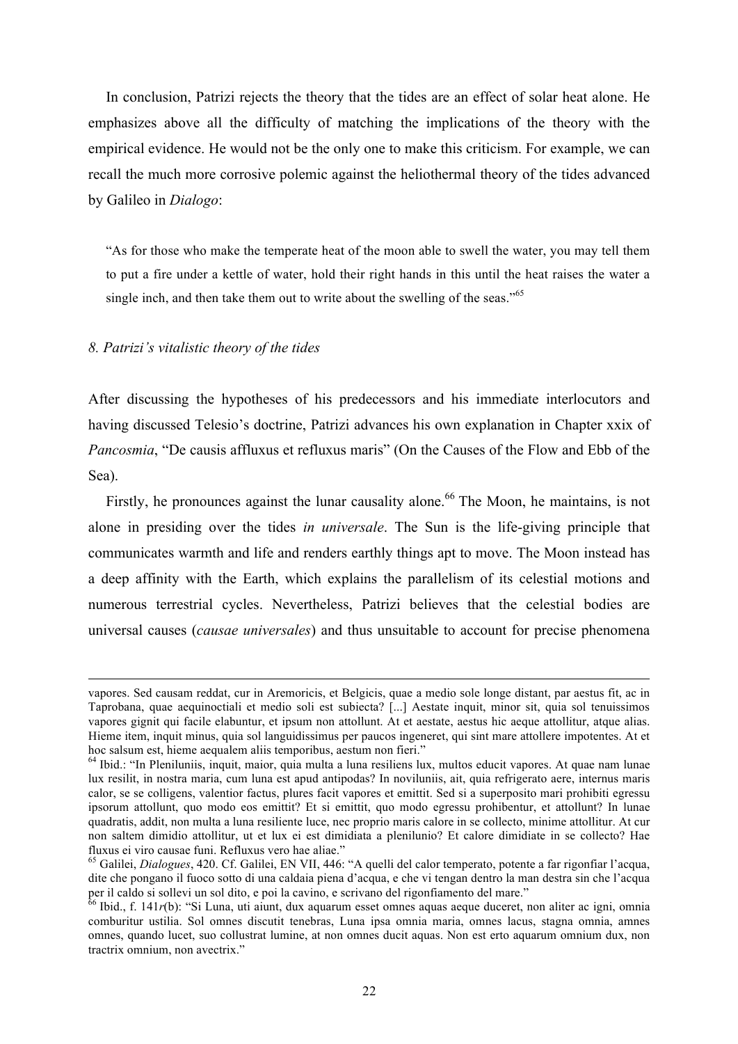In conclusion, Patrizi rejects the theory that the tides are an effect of solar heat alone. He emphasizes above all the difficulty of matching the implications of the theory with the empirical evidence. He would not be the only one to make this criticism. For example, we can recall the much more corrosive polemic against the heliothermal theory of the tides advanced by Galileo in *Dialogo*:

> "As for those who make the temperate heat of the moon able to swell the water, you may tell them to put a fire under a kettle of water, hold their right hands in this until the heat raises the water a single inch, and then take them out to write about the swelling of the seas."[65]

### *8. Patrizi's vitalistic theory of the tides*

After discussing the hypotheses of his predecessors and his immediate interlocutors and having discussed Telesio's doctrine, Patrizi advances his own explanation in Chapter xxix of *Pancosmia*, "De causis affluxus et refluxus maris" (On the Causes of the Flow and Ebb of the Sea).

Firstly, he pronounces against the lunar causality alone.[66] The Moon, he maintains, is not alone in presiding over the tides *in universale*. The Sun is the life-giving principle that communicates warmth and life and renders earthly things apt to move. The Moon instead has a deep affinity with the Earth, which explains the parallelism of its celestial motions and numerous terrestrial cycles. Nevertheless, Patrizi believes that the celestial bodies are universal causes (*causae universales*) and thus unsuitable to account for precise phenomena

---

vapores. Sed causam reddat, cur in Aremoricis, et Belgicis, quae a medio sole longe distant, par aestus fit, ac in Taprobana, quae aequinoctiali et medio soli est subiecta? [...] Aestate inquit, minor sit, quia sol tenuissimos vapores gignit qui facile elabuntur, et ipsum non attollunt. At et aestate, aestus hic aeque attollitur, atque alias. Hieme item, inquit minus, quia sol languidissimus per paucos ingeneret, qui sint mare attollere impotentes. At et hoc salsum est, hieme aequalem aliis temporibus, aestum non fieri."

[64] Ibid.: "In Pleniluniis, inquit, maior, quia multa a luna resiliens lux, multos educit vapores. At quae nam lunae lux resilit, in nostra maria, cum luna est apud antipodas? In noviluniis, ait, quia refrigerato aere, internus maris calor, se se colligens, valentior factus, plures facit vapores et emittit. Sed si a superposito mari prohibiti egressu ipsorum attollunt, quo modo eos emittit? Et si emittit, quo modo egressu prohibentur, et attollunt? In lunae quadratis, addit, non multa a luna resiliente luce, nec proprio maris calore in se collecto, minime attollitur. At cur non saltem dimidio attollitur, ut et lux ei est dimidiata a plenilunio? Et calore dimidiate in se collecto? Hae fluxus ei viro causae funi. Refluxus vero hae aliae."

[65] Galilei, *Dialogues*, 420. Cf. Galilei, EN VII, 446: "A quelli del calor temperato, potente a far rigonfiar l'acqua, dite che pongano il fuoco sotto di una caldaia piena d'acqua, e che vi tengan dentro la man destra sin che l'acqua per il caldo si sollevi un sol dito, e poi la cavino, e scrivano del rigonfiamento del mare."

[66] Ibid., f. 141*r*(b): "Si Luna, uti aiunt, dux aquarum esset omnes aquas aeque duceret, non aliter ac igni, omnia comburitur ustilia. Sol omnes discutit tenebras, Luna ipsa omnia maria, omnes lacus, stagna omnia, amnes omnes, quando lucet, suo collustrat lumine, at non omnes ducit aquas. Non est erto aquarum omnium dux, non tractrix omnium, non avectrix."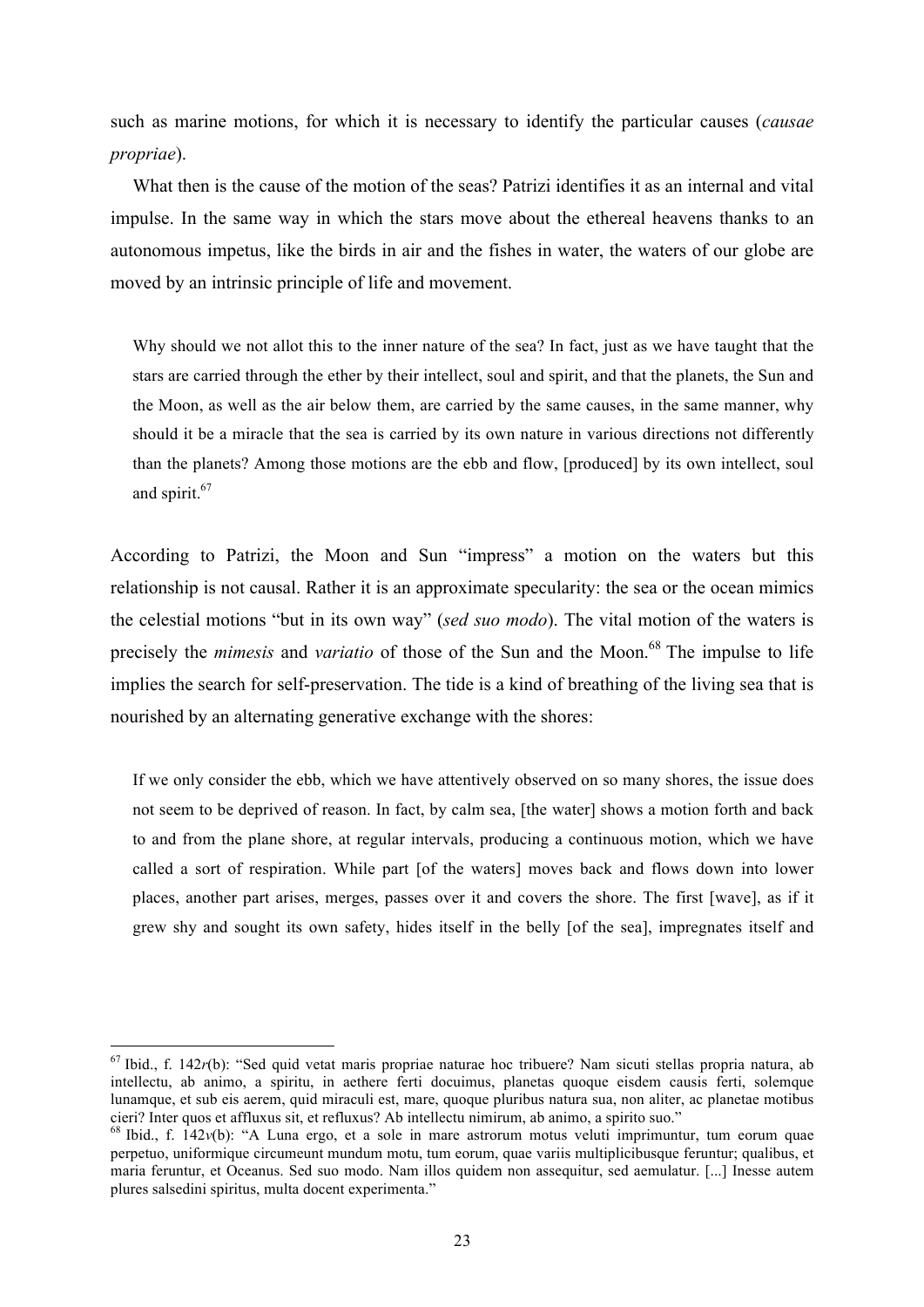such as marine motions, for which it is necessary to identify the particular causes (*causae propriae*).

What then is the cause of the motion of the seas? Patrizi identifies it as an internal and vital impulse. In the same way in which the stars move about the ethereal heavens thanks to an autonomous impetus, like the birds in air and the fishes in water, the waters of our globe are moved by an intrinsic principle of life and movement.

> Why should we not allot this to the inner nature of the sea? In fact, just as we have taught that the stars are carried through the ether by their intellect, soul and spirit, and that the planets, the Sun and the Moon, as well as the air below them, are carried by the same causes, in the same manner, why should it be a miracle that the sea is carried by its own nature in various directions not differently than the planets? Among those motions are the ebb and flow, [produced] by its own intellect, soul and spirit.[67]

According to Patrizi, the Moon and Sun "impress" a motion on the waters but this relationship is not causal. Rather it is an approximate specularity: the sea or the ocean mimics the celestial motions "but in its own way" (*sed suo modo*). The vital motion of the waters is precisely the *mimesis* and *variatio* of those of the Sun and the Moon.[68] The impulse to life implies the search for self-preservation. The tide is a kind of breathing of the living sea that is nourished by an alternating generative exchange with the shores:

> If we only consider the ebb, which we have attentively observed on so many shores, the issue does not seem to be deprived of reason. In fact, by calm sea, [the water] shows a motion forth and back to and from the plane shore, at regular intervals, producing a continuous motion, which we have called a sort of respiration. While part [of the waters] moves back and flows down into lower places, another part arises, merges, passes over it and covers the shore. The first [wave], as if it grew shy and sought its own safety, hides itself in the belly [of the sea], impregnates itself and

---

[67] Ibid., f. 142*r*(b): "Sed quid vetat maris propriae naturae hoc tribuere? Nam sicuti stellas propria natura, ab intellectu, ab animo, a spiritu, in aethere ferti docuimus, planetas quoque eisdem causis ferti, solemque lunamque, et sub eis aerem, quid miraculi est, mare, quoque pluribus natura sua, non aliter, ac planetae motibus cieri? Inter quos et affluxus sit, et refluxus? Ab intellectu nimirum, ab animo, a spirito suo."

[68] Ibid., f. 142*v*(b): "A Luna ergo, et a sole in mare astrorum motus veluti imprimuntur, tum eorum quae perpetuo, uniformique circumeunt mundum motu, tum eorum, quae variis multiplicibusque feruntur; qualibus, et maria feruntur, et Oceanus. Sed suo modo. Nam illos quidem non assequitur, sed aemulatur. [...] Inesse autem plures salsedini spiritus, multa docent experimenta."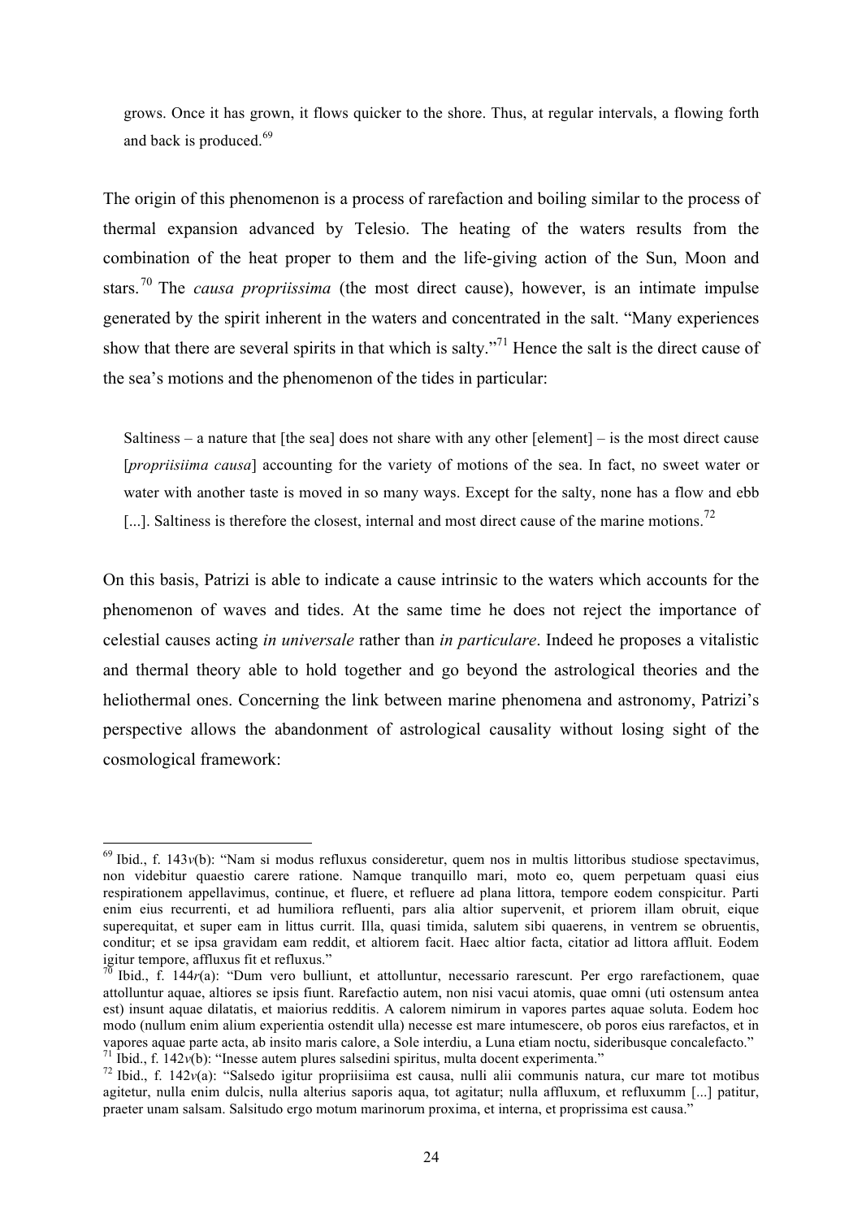grows. Once it has grown, it flows quicker to the shore. Thus, at regular intervals, a flowing forth and back is produced.[69]

The origin of this phenomenon is a process of rarefaction and boiling similar to the process of thermal expansion advanced by Telesio. The heating of the waters results from the combination of the heat proper to them and the life-giving action of the Sun, Moon and stars.[70] The *causa propriissima* (the most direct cause), however, is an intimate impulse generated by the spirit inherent in the waters and concentrated in the salt. "Many experiences show that there are several spirits in that which is salty."[71] Hence the salt is the direct cause of the sea's motions and the phenomenon of the tides in particular:

> Saltiness – a nature that [the sea] does not share with any other [element] – is the most direct cause [*propriisiima causa*] accounting for the variety of motions of the sea. In fact, no sweet water or water with another taste is moved in so many ways. Except for the salty, none has a flow and ebb [...]. Saltiness is therefore the closest, internal and most direct cause of the marine motions.[72]

On this basis, Patrizi is able to indicate a cause intrinsic to the waters which accounts for the phenomenon of waves and tides. At the same time he does not reject the importance of celestial causes acting *in universale* rather than *in particulare*. Indeed he proposes a vitalistic and thermal theory able to hold together and go beyond the astrological theories and the heliothermal ones. Concerning the link between marine phenomena and astronomy, Patrizi's perspective allows the abandonment of astrological causality without losing sight of the cosmological framework:

---

[69] Ibid., f. 143*v*(b): "Nam si modus refluxus consideretur, quem nos in multis littoribus studiose spectavimus, non videbitur quaestio carere ratione. Namque tranquillo mari, moto eo, quem perpetuam quasi eius respirationem appellavimus, continue, et fluere, et refluere ad plana littora, tempore eodem conspicitur. Parti enim eius recurrenti, et ad humiliora refluenti, pars alia altior supervenit, et priorem illam obruit, eique superequitat, et super eam in littus currit. Illa, quasi timida, salutem sibi quaerens, in ventrem se obruentis, conditur; et se ipsa gravidam eam reddit, et altiorem facit. Haec altior facta, citatior ad littora affluit. Eodem igitur tempore, affluxus fit et refluxus."

[70] Ibid., f. 144*r*(a): "Dum vero bulliunt, et attolluntur, necessario rarescunt. Per ergo rarefactionem, quae attolluntur aquae, altiores se ipsis fiunt. Rarefactio autem, non nisi vacui atomis, quae omni (uti ostensum antea est) insunt aquae dilatatis, et maiorius redditis. A calorem nimirum in vapores partes aquae soluta. Eodem hoc modo (nullum enim alium experientia ostendit ulla) necesse est mare intumescere, ob poros eius rarefactos, et in vapores aquae parte acta, ab insito maris calore, a Sole interdiu, a Luna etiam noctu, sideribusque concalefacto."

[71] Ibid., f. 142*v*(b): "Inesse autem plures salsedini spiritus, multa docent experimenta."

[72] Ibid., f. 142*v*(a): "Salsedo igitur propriisiima est causa, nulli alii communis natura, cur mare tot motibus agitetur, nulla enim dulcis, nulla alterius saporis aqua, tot agitatur; nulla affluxum, et refluxumm [...] patitur, praeter unam salsam. Salsitudo ergo motum marinorum proxima, et interna, et proprissima est causa."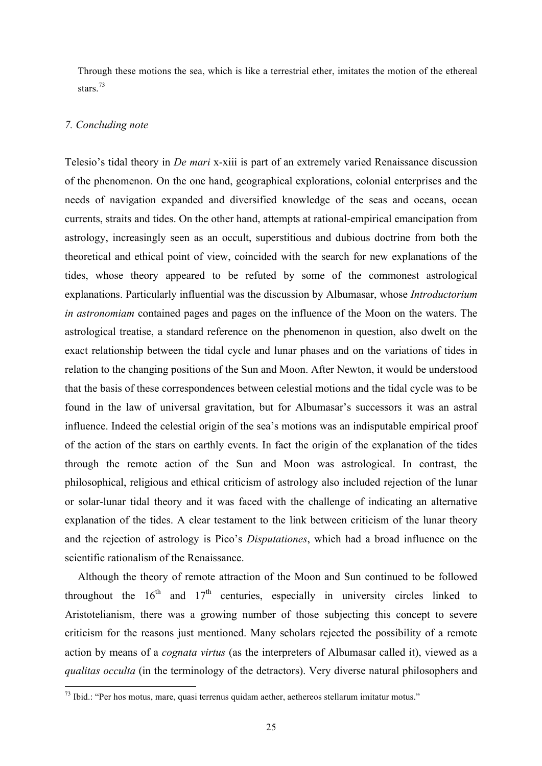Through these motions the sea, which is like a terrestrial ether, imitates the motion of the ethereal stars.[73]

## *7. Concluding note*

Telesio's tidal theory in *De mari* x-xiii is part of an extremely varied Renaissance discussion of the phenomenon. On the one hand, geographical explorations, colonial enterprises and the needs of navigation expanded and diversified knowledge of the seas and oceans, ocean currents, straits and tides. On the other hand, attempts at rational-empirical emancipation from astrology, increasingly seen as an occult, superstitious and dubious doctrine from both the theoretical and ethical point of view, coincided with the search for new explanations of the tides, whose theory appeared to be refuted by some of the commonest astrological explanations. Particularly influential was the discussion by Albumasar, whose *Introductorium in astronomiam* contained pages and pages on the influence of the Moon on the waters. The astrological treatise, a standard reference on the phenomenon in question, also dwelt on the exact relationship between the tidal cycle and lunar phases and on the variations of tides in relation to the changing positions of the Sun and Moon. After Newton, it would be understood that the basis of these correspondences between celestial motions and the tidal cycle was to be found in the law of universal gravitation, but for Albumasar's successors it was an astral influence. Indeed the celestial origin of the sea's motions was an indisputable empirical proof of the action of the stars on earthly events. In fact the origin of the explanation of the tides through the remote action of the Sun and Moon was astrological. In contrast, the philosophical, religious and ethical criticism of astrology also included rejection of the lunar or solar-lunar tidal theory and it was faced with the challenge of indicating an alternative explanation of the tides. A clear testament to the link between criticism of the lunar theory and the rejection of astrology is Pico's *Disputationes*, which had a broad influence on the scientific rationalism of the Renaissance.

Although the theory of remote attraction of the Moon and Sun continued to be followed throughout the 16th and 17th centuries, especially in university circles linked to Aristotelianism, there was a growing number of those subjecting this concept to severe criticism for the reasons just mentioned. Many scholars rejected the possibility of a remote action by means of a *cognata virtus* (as the interpreters of Albumasar called it), viewed as a *qualitas occulta* (in the terminology of the detractors). Very diverse natural philosophers and

---

[73] Ibid.: "Per hos motus, mare, quasi terrenus quidam aether, aethereos stellarum imitatur motus."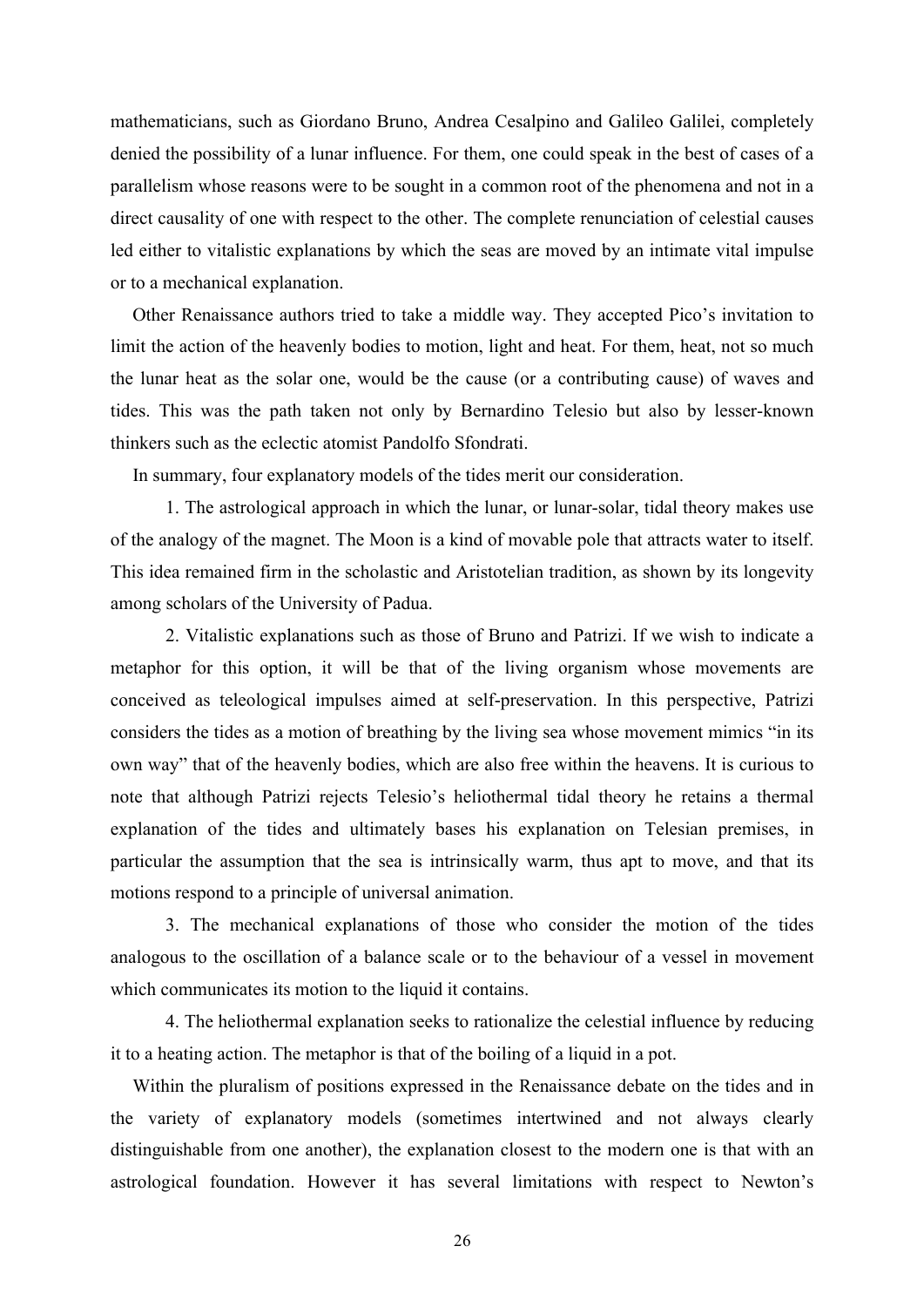mathematicians, such as Giordano Bruno, Andrea Cesalpino and Galileo Galilei, completely denied the possibility of a lunar influence. For them, one could speak in the best of cases of a parallelism whose reasons were to be sought in a common root of the phenomena and not in a direct causality of one with respect to the other. The complete renunciation of celestial causes led either to vitalistic explanations by which the seas are moved by an intimate vital impulse or to a mechanical explanation.

Other Renaissance authors tried to take a middle way. They accepted Pico's invitation to limit the action of the heavenly bodies to motion, light and heat. For them, heat, not so much the lunar heat as the solar one, would be the cause (or a contributing cause) of waves and tides. This was the path taken not only by Bernardino Telesio but also by lesser-known thinkers such as the eclectic atomist Pandolfo Sfondrati.

In summary, four explanatory models of the tides merit our consideration.

1. The astrological approach in which the lunar, or lunar-solar, tidal theory makes use of the analogy of the magnet. The Moon is a kind of movable pole that attracts water to itself. This idea remained firm in the scholastic and Aristotelian tradition, as shown by its longevity among scholars of the University of Padua.

2. Vitalistic explanations such as those of Bruno and Patrizi. If we wish to indicate a metaphor for this option, it will be that of the living organism whose movements are conceived as teleological impulses aimed at self-preservation. In this perspective, Patrizi considers the tides as a motion of breathing by the living sea whose movement mimics "in its own way" that of the heavenly bodies, which are also free within the heavens. It is curious to note that although Patrizi rejects Telesio's heliothermal tidal theory he retains a thermal explanation of the tides and ultimately bases his explanation on Telesian premises, in particular the assumption that the sea is intrinsically warm, thus apt to move, and that its motions respond to a principle of universal animation.

3. The mechanical explanations of those who consider the motion of the tides analogous to the oscillation of a balance scale or to the behaviour of a vessel in movement which communicates its motion to the liquid it contains.

4. The heliothermal explanation seeks to rationalize the celestial influence by reducing it to a heating action. The metaphor is that of the boiling of a liquid in a pot.

Within the pluralism of positions expressed in the Renaissance debate on the tides and in the variety of explanatory models (sometimes intertwined and not always clearly distinguishable from one another), the explanation closest to the modern one is that with an astrological foundation. However it has several limitations with respect to Newton's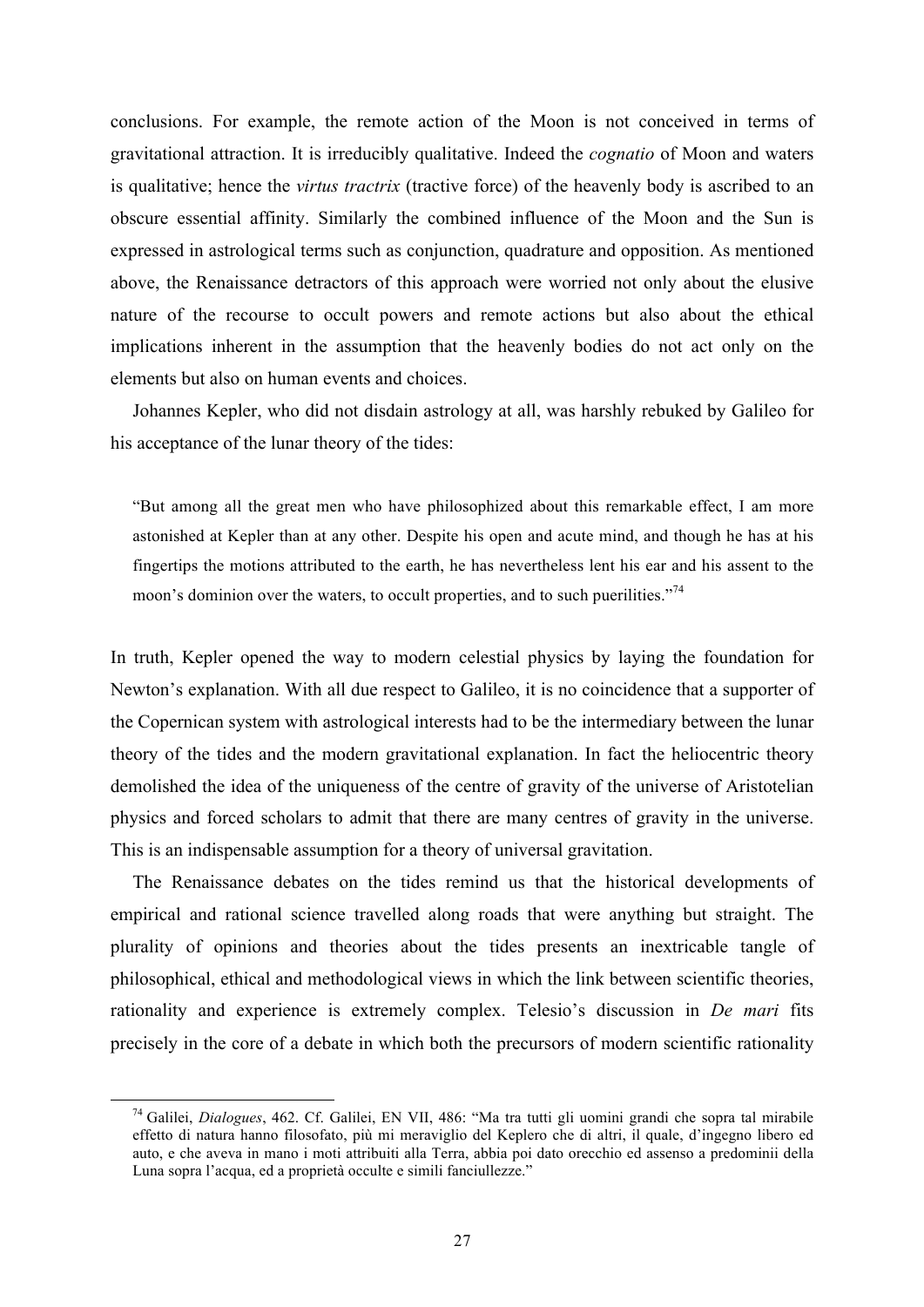conclusions. For example, the remote action of the Moon is not conceived in terms of gravitational attraction. It is irreducibly qualitative. Indeed the *cognatio* of Moon and waters is qualitative; hence the *virtus tractrix* (tractive force) of the heavenly body is ascribed to an obscure essential affinity. Similarly the combined influence of the Moon and the Sun is expressed in astrological terms such as conjunction, quadrature and opposition. As mentioned above, the Renaissance detractors of this approach were worried not only about the elusive nature of the recourse to occult powers and remote actions but also about the ethical implications inherent in the assumption that the heavenly bodies do not act only on the elements but also on human events and choices.

Johannes Kepler, who did not disdain astrology at all, was harshly rebuked by Galileo for his acceptance of the lunar theory of the tides:

> "But among all the great men who have philosophized about this remarkable effect, I am more astonished at Kepler than at any other. Despite his open and acute mind, and though he has at his fingertips the motions attributed to the earth, he has nevertheless lent his ear and his assent to the moon's dominion over the waters, to occult properties, and to such puerilities."[74]

In truth, Kepler opened the way to modern celestial physics by laying the foundation for Newton's explanation. With all due respect to Galileo, it is no coincidence that a supporter of the Copernican system with astrological interests had to be the intermediary between the lunar theory of the tides and the modern gravitational explanation. In fact the heliocentric theory demolished the idea of the uniqueness of the centre of gravity of the universe of Aristotelian physics and forced scholars to admit that there are many centres of gravity in the universe. This is an indispensable assumption for a theory of universal gravitation.

The Renaissance debates on the tides remind us that the historical developments of empirical and rational science travelled along roads that were anything but straight. The plurality of opinions and theories about the tides presents an inextricable tangle of philosophical, ethical and methodological views in which the link between scientific theories, rationality and experience is extremely complex. Telesio's discussion in *De mari* fits precisely in the core of a debate in which both the precursors of modern scientific rationality

---

[74] Galilei, *Dialogues*, 462. Cf. Galilei, EN VII, 486: "Ma tra tutti gli uomini grandi che sopra tal mirabile effetto di natura hanno filosofato, più mi meraviglio del Keplero che di altri, il quale, d'ingegno libero ed auto, e che aveva in mano i moti attribuiti alla Terra, abbia poi dato orecchio ed assenso a predominii della Luna sopra l'acqua, ed a proprietà occulte e simili fanciullezze."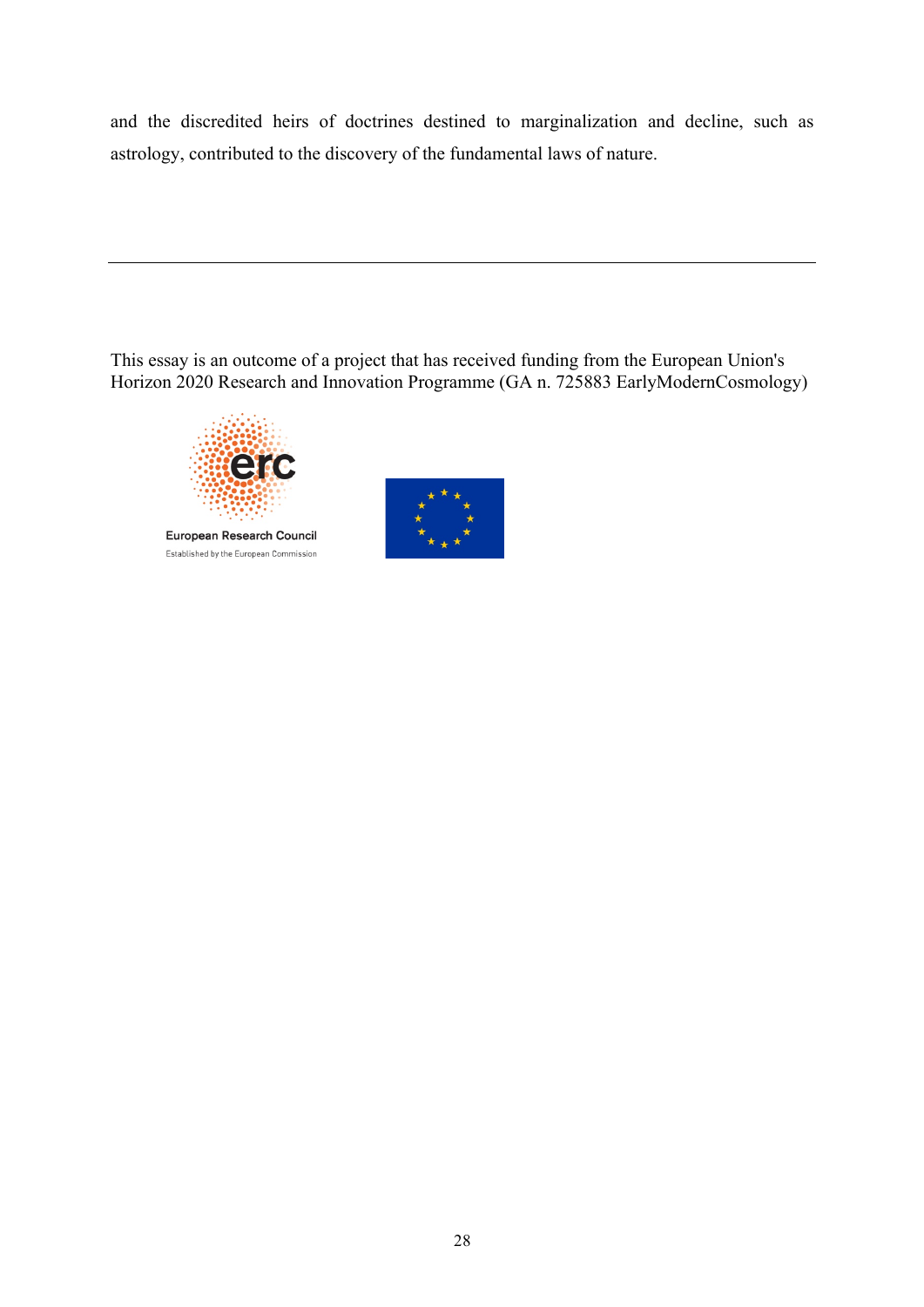and the discredited heirs of doctrines destined to marginalization and decline, such as astrology, contributed to the discovery of the fundamental laws of nature.

---

This essay is an outcome of a project that has received funding from the European Union's Horizon 2020 Research and Innovation Programme (GA n. 725883 EarlyModernCosmology)

European Research Council
Established by the European Commission